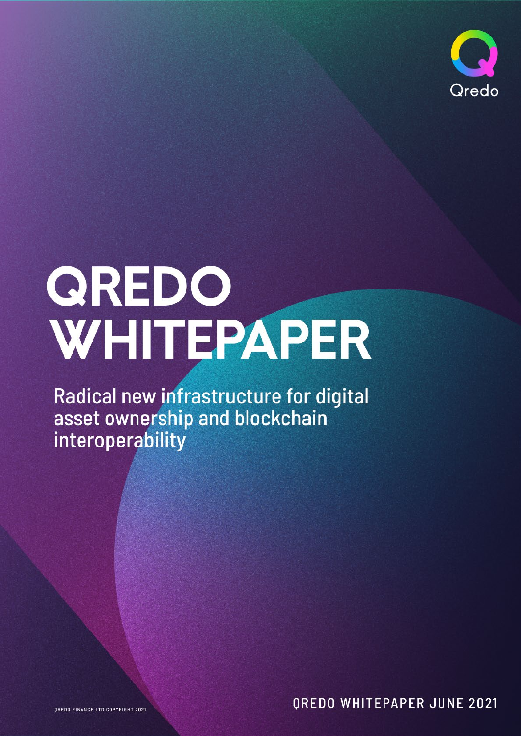Qredo

# QREDO WHITEPAPER

Radical new infrastructure for digital asset ownership and blockchain interoperability

QREDO WHITEPAPER JUNE 2021

QREDO FINANCE LTD COPYRIGHT 2021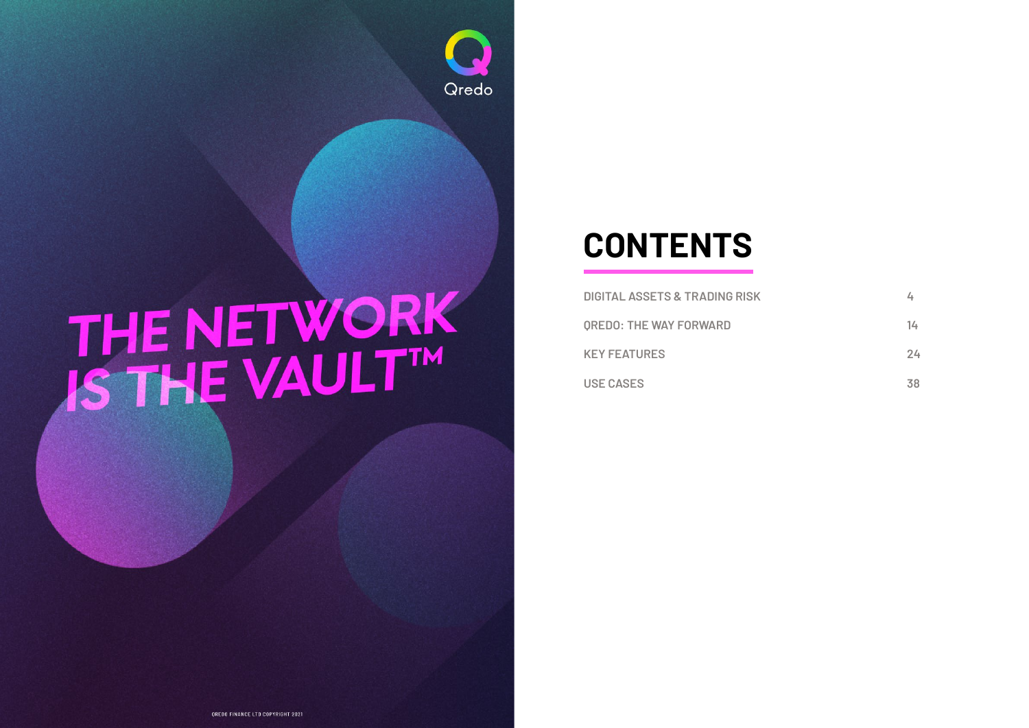# THE NETWORK IS THE VAULT™

Qredo

QREDO FINANCE LTD COPYRIGHT 2021

## CONTENTS

| | |
|---|---|
| DIGITAL ASSETS & TRADING RISK | 4 |
| QREDO: THE WAY FORWARD | 14 |
| KEY FEATURES | 24 |
| USE CASES | 38 |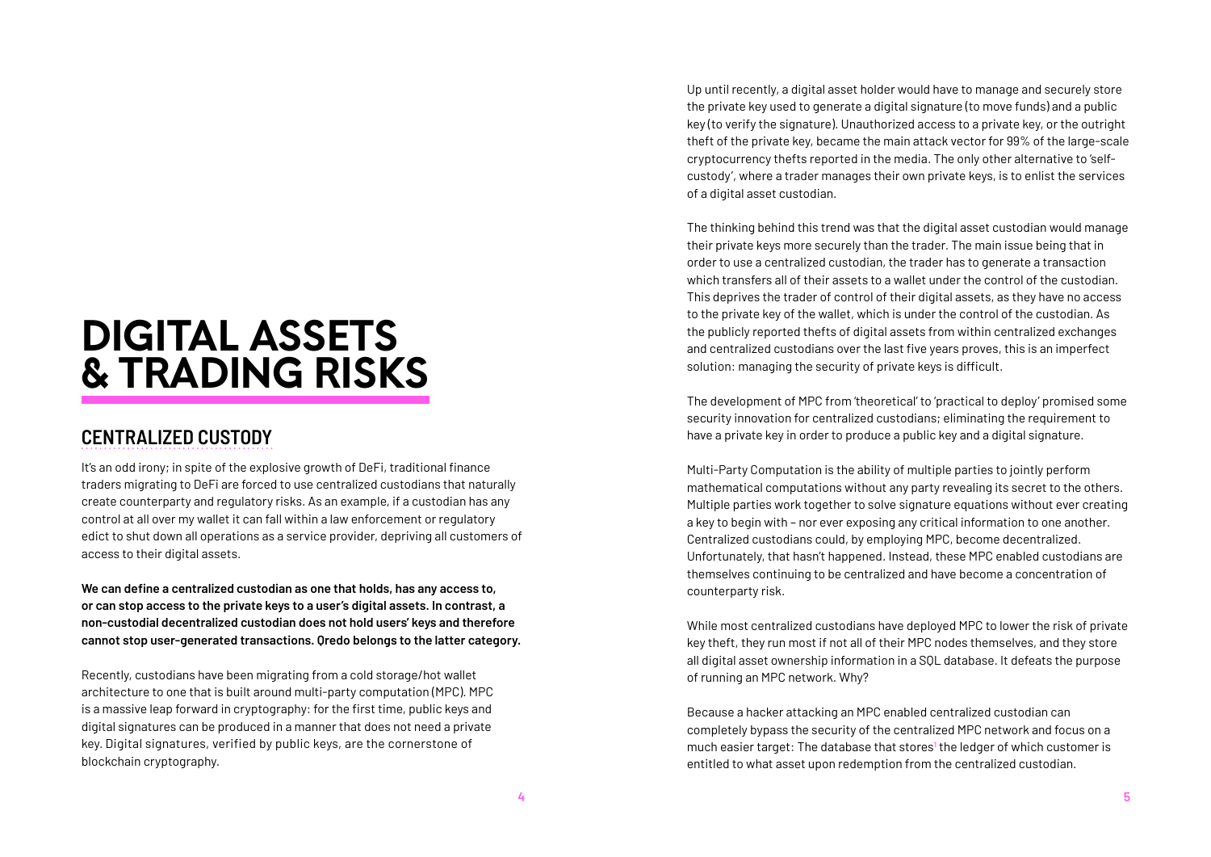# DIGITAL ASSETS & TRADING RISKS

## CENTRALIZED CUSTODY

It's an odd irony; in spite of the explosive growth of DeFi, traditional finance traders migrating to DeFi are forced to use centralized custodians that naturally create counterparty and regulatory risks. As an example, if a custodian has any control at all over my wallet it can fall within a law enforcement or regulatory edict to shut down all operations as a service provider, depriving all customers of access to their digital assets.

**We can define a centralized custodian as one that holds, has any access to, or can stop access to the private keys to a user's digital assets. In contrast, a non-custodial decentralized custodian does not hold users' keys and therefore cannot stop user-generated transactions. Qredo belongs to the latter category.**

Recently, custodians have been migrating from a cold storage/hot wallet architecture to one that is built around multi-party computation (MPC). MPC is a massive leap forward in cryptography: for the first time, public keys and digital signatures can be produced in a manner that does not need a private key. Digital signatures, verified by public keys, are the cornerstone of blockchain cryptography.

Up until recently, a digital asset holder would have to manage and securely store the private key used to generate a digital signature (to move funds) and a public key (to verify the signature). Unauthorized access to a private key, or the outright theft of the private key, became the main attack vector for 99% of the large-scale cryptocurrency thefts reported in the media. The only other alternative to 'self-custody', where a trader manages their own private keys, is to enlist the services of a digital asset custodian.

The thinking behind this trend was that the digital asset custodian would manage their private keys more securely than the trader. The main issue being that in order to use a centralized custodian, the trader has to generate a transaction which transfers all of their assets to a wallet under the control of the custodian. This deprives the trader of control of their digital assets, as they have no access to the private key of the wallet, which is under the control of the custodian. As the publicly reported thefts of digital assets from within centralized exchanges and centralized custodians over the last five years proves, this is an imperfect solution: managing the security of private keys is difficult.

The development of MPC from 'theoretical' to 'practical to deploy' promised some security innovation for centralized custodians; eliminating the requirement to have a private key in order to produce a public key and a digital signature.

Multi-Party Computation is the ability of multiple parties to jointly perform mathematical computations without any party revealing its secret to the others. Multiple parties work together to solve signature equations without ever creating a key to begin with – nor ever exposing any critical information to one another. Centralized custodians could, by employing MPC, become decentralized. Unfortunately, that hasn't happened. Instead, these MPC enabled custodians are themselves continuing to be centralized and have become a concentration of counterparty risk.

While most centralized custodians have deployed MPC to lower the risk of private key theft, they run most if not all of their MPC nodes themselves, and they store all digital asset ownership information in a SQL database. It defeats the purpose of running an MPC network. Why?

Because a hacker attacking an MPC enabled centralized custodian can completely bypass the security of the centralized MPC network and focus on a much easier target: The database that stores[1] the ledger of which customer is entitled to what asset upon redemption from the centralized custodian.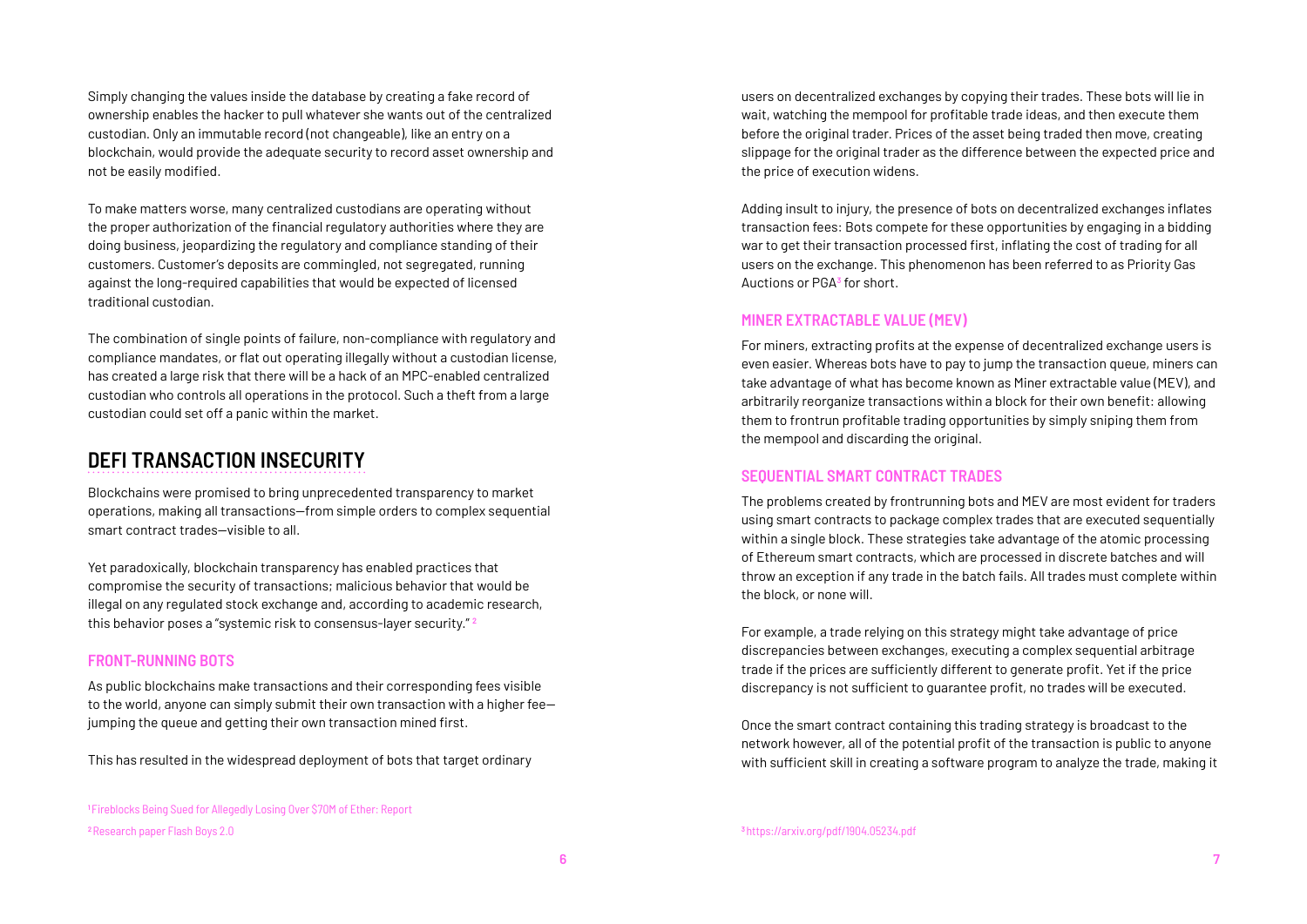Simply changing the values inside the database by creating a fake record of ownership enables the hacker to pull whatever she wants out of the centralized custodian. Only an immutable record (not changeable), like an entry on a blockchain, would provide the adequate security to record asset ownership and not be easily modified.

To make matters worse, many centralized custodians are operating without the proper authorization of the financial regulatory authorities where they are doing business, jeopardizing the regulatory and compliance standing of their customers. Customer's deposits are commingled, not segregated, running against the long-required capabilities that would be expected of licensed traditional custodian.

The combination of single points of failure, non-compliance with regulatory and compliance mandates, or flat out operating illegally without a custodian license, has created a large risk that there will be a hack of an MPC-enabled centralized custodian who controls all operations in the protocol. Such a theft from a large custodian could set off a panic within the market.

## DEFI TRANSACTION INSECURITY

Blockchains were promised to bring unprecedented transparency to market operations, making all transactions—from simple orders to complex sequential smart contract trades—visible to all.

Yet paradoxically, blockchain transparency has enabled practices that compromise the security of transactions; malicious behavior that would be illegal on any regulated stock exchange and, according to academic research, this behavior poses a "systemic risk to consensus-layer security." [2]

### FRONT-RUNNING BOTS

As public blockchains make transactions and their corresponding fees visible to the world, anyone can simply submit their own transaction with a higher fee—jumping the queue and getting their own transaction mined first.

This has resulted in the widespread deployment of bots that target ordinary users on decentralized exchanges by copying their trades. These bots will lie in wait, watching the mempool for profitable trade ideas, and then execute them before the original trader. Prices of the asset being traded then move, creating slippage for the original trader as the difference between the expected price and the price of execution widens.

Adding insult to injury, the presence of bots on decentralized exchanges inflates transaction fees: Bots compete for these opportunities by engaging in a bidding war to get their transaction processed first, inflating the cost of trading for all users on the exchange. This phenomenon has been referred to as Priority Gas Auctions or PGA[3] for short.

### MINER EXTRACTABLE VALUE (MEV)

For miners, extracting profits at the expense of decentralized exchange users is even easier. Whereas bots have to pay to jump the transaction queue, miners can take advantage of what has become known as Miner extractable value (MEV), and arbitrarily reorganize transactions within a block for their own benefit: allowing them to frontrun profitable trading opportunities by simply sniping them from the mempool and discarding the original.

### SEQUENTIAL SMART CONTRACT TRADES

The problems created by frontrunning bots and MEV are most evident for traders using smart contracts to package complex trades that are executed sequentially within a single block. These strategies take advantage of the atomic processing of Ethereum smart contracts, which are processed in discrete batches and will throw an exception if any trade in the batch fails. All trades must complete within the block, or none will.

For example, a trade relying on this strategy might take advantage of price discrepancies between exchanges, executing a complex sequential arbitrage trade if the prices are sufficiently different to generate profit. Yet if the price discrepancy is not sufficient to guarantee profit, no trades will be executed.

Once the smart contract containing this trading strategy is broadcast to the network however, all of the potential profit of the transaction is public to anyone with sufficient skill in creating a software program to analyze the trade, making it

[1] Fireblocks Being Sued for Allegedly Losing Over $70M of Ether: Report

[2] Research paper Flash Boys 2.0

[3] https://arxiv.org/pdf/1904.05234.pdf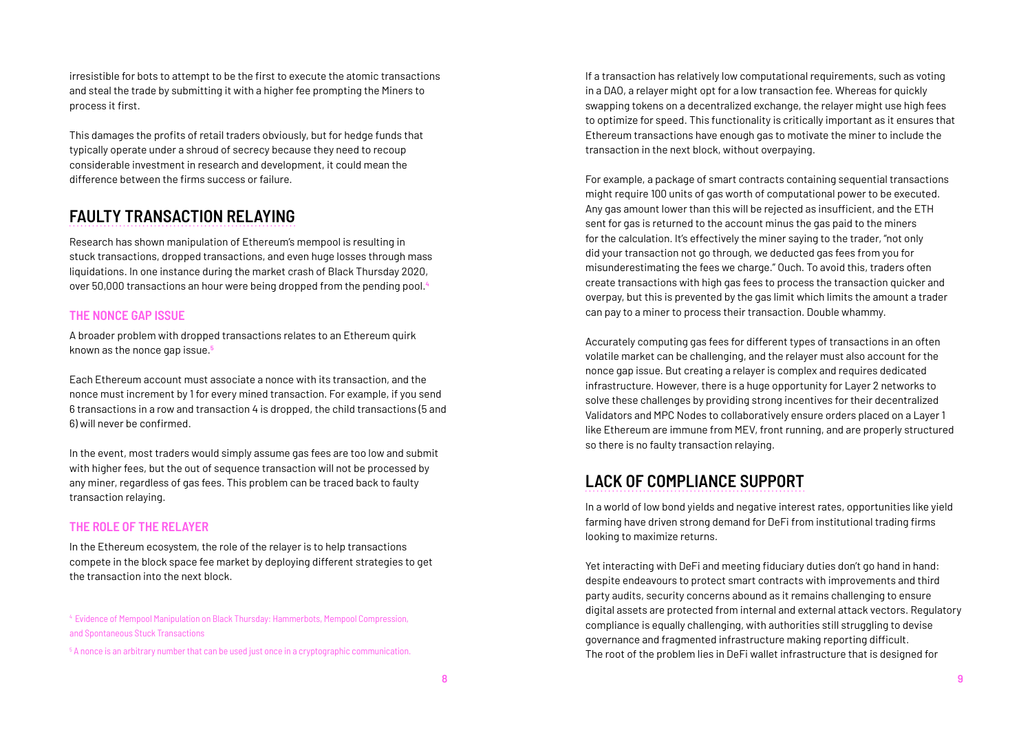irresistible for bots to attempt to be the first to execute the atomic transactions and steal the trade by submitting it with a higher fee prompting the Miners to process it first.

This damages the profits of retail traders obviously, but for hedge funds that typically operate under a shroud of secrecy because they need to recoup considerable investment in research and development, it could mean the difference between the firms success or failure.

## FAULTY TRANSACTION RELAYING

Research has shown manipulation of Ethereum's mempool is resulting in stuck transactions, dropped transactions, and even huge losses through mass liquidations. In one instance during the market crash of Black Thursday 2020, over 50,000 transactions an hour were being dropped from the pending pool.[4]

### THE NONCE GAP ISSUE

A broader problem with dropped transactions relates to an Ethereum quirk known as the nonce gap issue.[5]

Each Ethereum account must associate a nonce with its transaction, and the nonce must increment by 1 for every mined transaction. For example, if you send 6 transactions in a row and transaction 4 is dropped, the child transactions (5 and 6) will never be confirmed.

In the event, most traders would simply assume gas fees are too low and submit with higher fees, but the out of sequence transaction will not be processed by any miner, regardless of gas fees. This problem can be traced back to faulty transaction relaying.

### THE ROLE OF THE RELAYER

In the Ethereum ecosystem, the role of the relayer is to help transactions compete in the block space fee market by deploying different strategies to get the transaction into the next block.

[4] Evidence of Mempool Manipulation on Black Thursday: Hammerbots, Mempool Compression, and Spontaneous Stuck Transactions

[5] A nonce is an arbitrary number that can be used just once in a cryptographic communication.

If a transaction has relatively low computational requirements, such as voting in a DAO, a relayer might opt for a low transaction fee. Whereas for quickly swapping tokens on a decentralized exchange, the relayer might use high fees to optimize for speed. This functionality is critically important as it ensures that Ethereum transactions have enough gas to motivate the miner to include the transaction in the next block, without overpaying.

For example, a package of smart contracts containing sequential transactions might require 100 units of gas worth of computational power to be executed. Any gas amount lower than this will be rejected as insufficient, and the ETH sent for gas is returned to the account minus the gas paid to the miners for the calculation. It's effectively the miner saying to the trader, "not only did your transaction not go through, we deducted gas fees from you for misunderestimating the fees we charge." Ouch. To avoid this, traders often create transactions with high gas fees to process the transaction quicker and overpay, but this is prevented by the gas limit which limits the amount a trader can pay to a miner to process their transaction. Double whammy.

Accurately computing gas fees for different types of transactions in an often volatile market can be challenging, and the relayer must also account for the nonce gap issue. But creating a relayer is complex and requires dedicated infrastructure. However, there is a huge opportunity for Layer 2 networks to solve these challenges by providing strong incentives for their decentralized Validators and MPC Nodes to collaboratively ensure orders placed on a Layer 1 like Ethereum are immune from MEV, front running, and are properly structured so there is no faulty transaction relaying.

## LACK OF COMPLIANCE SUPPORT

In a world of low bond yields and negative interest rates, opportunities like yield farming have driven strong demand for DeFi from institutional trading firms looking to maximize returns.

Yet interacting with DeFi and meeting fiduciary duties don't go hand in hand: despite endeavours to protect smart contracts with improvements and third party audits, security concerns abound as it remains challenging to ensure digital assets are protected from internal and external attack vectors. Regulatory compliance is equally challenging, with authorities still struggling to devise governance and fragmented infrastructure making reporting difficult.
The root of the problem lies in DeFi wallet infrastructure that is designed for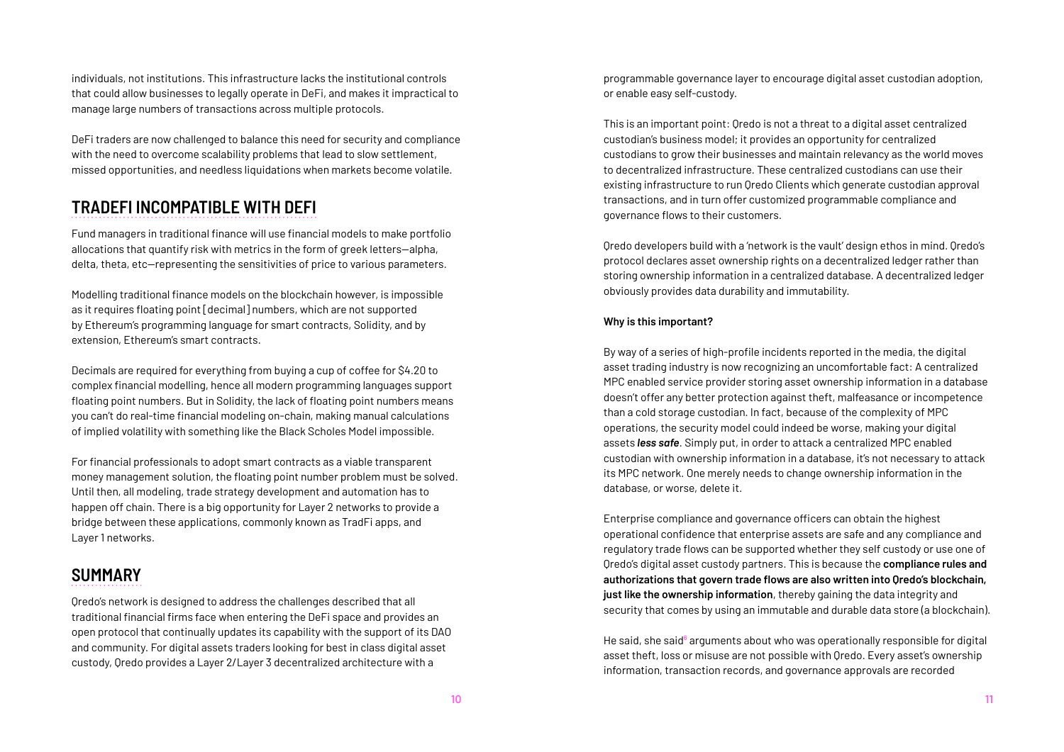individuals, not institutions. This infrastructure lacks the institutional controls that could allow businesses to legally operate in DeFi, and makes it impractical to manage large numbers of transactions across multiple protocols.

DeFi traders are now challenged to balance this need for security and compliance with the need to overcome scalability problems that lead to slow settlement, missed opportunities, and needless liquidations when markets become volatile.

## TRADEFI INCOMPATIBLE WITH DEFI

Fund managers in traditional finance will use financial models to make portfolio allocations that quantify risk with metrics in the form of greek letters—alpha, delta, theta, etc—representing the sensitivities of price to various parameters.

Modelling traditional finance models on the blockchain however, is impossible as it requires floating point [decimal] numbers, which are not supported by Ethereum's programming language for smart contracts, Solidity, and by extension, Ethereum's smart contracts.

Decimals are required for everything from buying a cup of coffee for $4.20 to complex financial modelling, hence all modern programming languages support floating point numbers. But in Solidity, the lack of floating point numbers means you can't do real-time financial modeling on-chain, making manual calculations of implied volatility with something like the Black Scholes Model impossible.

For financial professionals to adopt smart contracts as a viable transparent money management solution, the floating point number problem must be solved. Until then, all modeling, trade strategy development and automation has to happen off chain. There is a big opportunity for Layer 2 networks to provide a bridge between these applications, commonly known as TradFi apps, and Layer 1 networks.

## SUMMARY

Qredo's network is designed to address the challenges described that all traditional financial firms face when entering the DeFi space and provides an open protocol that continually updates its capability with the support of its DAO and community. For digital assets traders looking for best in class digital asset custody, Qredo provides a Layer 2/Layer 3 decentralized architecture with a programmable governance layer to encourage digital asset custodian adoption, or enable easy self-custody.

This is an important point: Qredo is not a threat to a digital asset centralized custodian's business model; it provides an opportunity for centralized custodians to grow their businesses and maintain relevancy as the world moves to decentralized infrastructure. These centralized custodians can use their existing infrastructure to run Qredo Clients which generate custodian approval transactions, and in turn offer customized programmable compliance and governance flows to their customers.

Qredo developers build with a 'network is the vault' design ethos in mind. Qredo's protocol declares asset ownership rights on a decentralized ledger rather than storing ownership information in a centralized database. A decentralized ledger obviously provides data durability and immutability.

**Why is this important?**

By way of a series of high-profile incidents reported in the media, the digital asset trading industry is now recognizing an uncomfortable fact: A centralized MPC enabled service provider storing asset ownership information in a database doesn't offer any better protection against theft, malfeasance or incompetence than a cold storage custodian. In fact, because of the complexity of MPC operations, the security model could indeed be worse, making your digital assets ***less safe***. Simply put, in order to attack a centralized MPC enabled custodian with ownership information in a database, it's not necessary to attack its MPC network. One merely needs to change ownership information in the database, or worse, delete it.

Enterprise compliance and governance officers can obtain the highest operational confidence that enterprise assets are safe and any compliance and regulatory trade flows can be supported whether they self custody or use one of Qredo's digital asset custody partners. This is because the **compliance rules and authorizations that govern trade flows are also written into Qredo's blockchain, just like the ownership information**, thereby gaining the data integrity and security that comes by using an immutable and durable data store (a blockchain).

He said, she said[8] arguments about who was operationally responsible for digital asset theft, loss or misuse are not possible with Qredo. Every asset's ownership information, transaction records, and governance approvals are recorded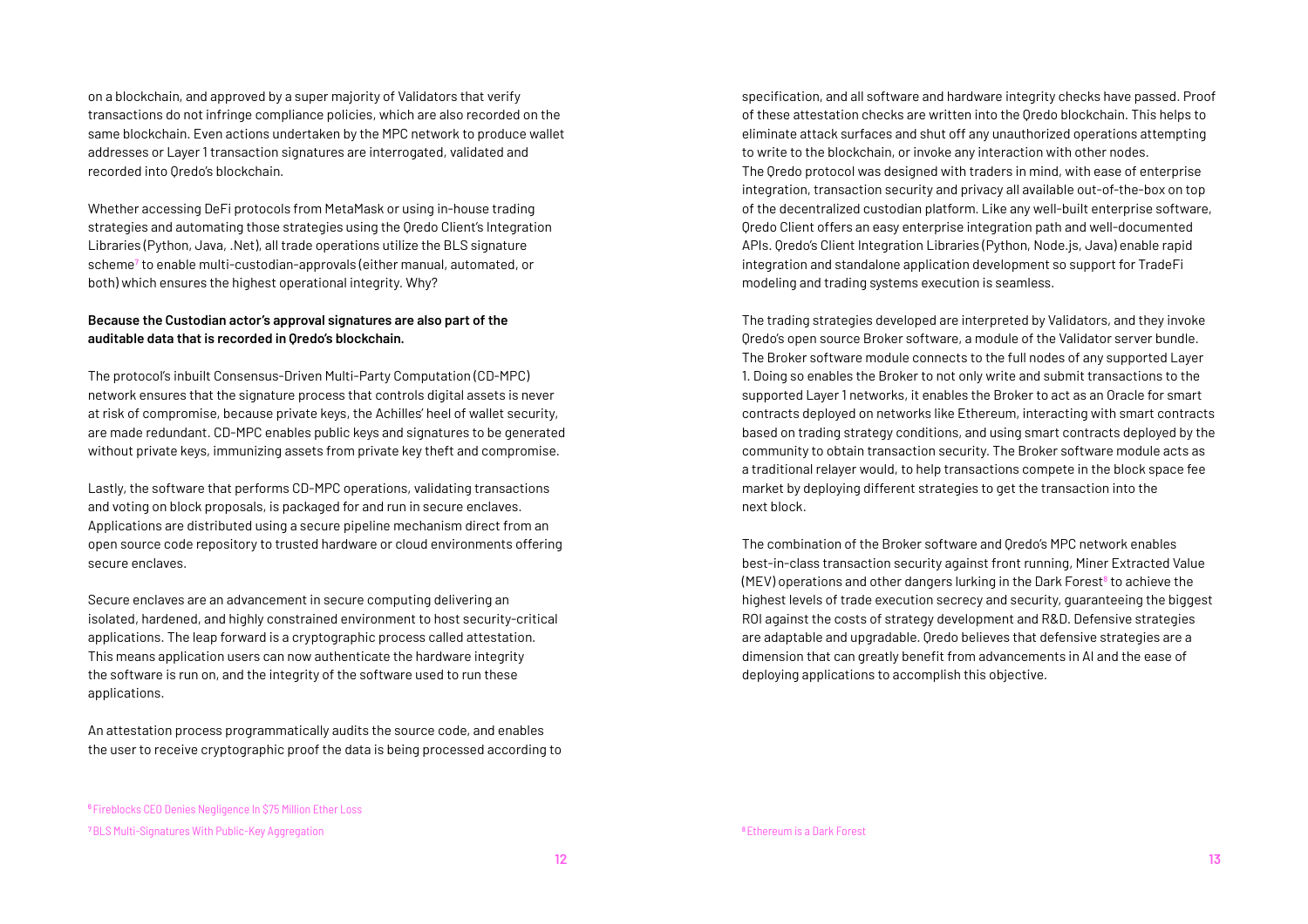on a blockchain, and approved by a super majority of Validators that verify transactions do not infringe compliance policies, which are also recorded on the same blockchain. Even actions undertaken by the MPC network to produce wallet addresses or Layer 1 transaction signatures are interrogated, validated and recorded into Qredo's blockchain.

Whether accessing DeFi protocols from MetaMask or using in-house trading strategies and automating those strategies using the Qredo Client's Integration Libraries (Python, Java, .Net), all trade operations utilize the BLS signature scheme[7] to enable multi-custodian-approvals (either manual, automated, or both) which ensures the highest operational integrity. Why?

**Because the Custodian actor's approval signatures are also part of the auditable data that is recorded in Qredo's blockchain.**

The protocol's inbuilt Consensus-Driven Multi-Party Computation (CD-MPC) network ensures that the signature process that controls digital assets is never at risk of compromise, because private keys, the Achilles' heel of wallet security, are made redundant. CD-MPC enables public keys and signatures to be generated without private keys, immunizing assets from private key theft and compromise.

Lastly, the software that performs CD-MPC operations, validating transactions and voting on block proposals, is packaged for and run in secure enclaves. Applications are distributed using a secure pipeline mechanism direct from an open source code repository to trusted hardware or cloud environments offering secure enclaves.

Secure enclaves are an advancement in secure computing delivering an isolated, hardened, and highly constrained environment to host security-critical applications. The leap forward is a cryptographic process called attestation. This means application users can now authenticate the hardware integrity the software is run on, and the integrity of the software used to run these applications.

An attestation process programmatically audits the source code, and enables the user to receive cryptographic proof the data is being processed according to specification, and all software and hardware integrity checks have passed. Proof of these attestation checks are written into the Qredo blockchain. This helps to eliminate attack surfaces and shut off any unauthorized operations attempting to write to the blockchain, or invoke any interaction with other nodes.

The Qredo protocol was designed with traders in mind, with ease of enterprise integration, transaction security and privacy all available out-of-the-box on top of the decentralized custodian platform. Like any well-built enterprise software, Qredo Client offers an easy enterprise integration path and well-documented APIs. Qredo's Client Integration Libraries (Python, Node.js, Java) enable rapid integration and standalone application development so support for TradeFi modeling and trading systems execution is seamless.

The trading strategies developed are interpreted by Validators, and they invoke Qredo's open source Broker software, a module of the Validator server bundle. The Broker software module connects to the full nodes of any supported Layer 1. Doing so enables the Broker to not only write and submit transactions to the supported Layer 1 networks, it enables the Broker to act as an Oracle for smart contracts deployed on networks like Ethereum, interacting with smart contracts based on trading strategy conditions, and using smart contracts deployed by the community to obtain transaction security. The Broker software module acts as a traditional relayer would, to help transactions compete in the block space fee market by deploying different strategies to get the transaction into the next block.

The combination of the Broker software and Qredo's MPC network enables best-in-class transaction security against front running, Miner Extracted Value (MEV) operations and other dangers lurking in the Dark Forest[8] to achieve the highest levels of trade execution secrecy and security, guaranteeing the biggest ROI against the costs of strategy development and R&D. Defensive strategies are adaptable and upgradable. Qredo believes that defensive strategies are a dimension that can greatly benefit from advancements in AI and the ease of deploying applications to accomplish this objective.

[6] Fireblocks CEO Denies Negligence In $75 Million Ether Loss

[7] BLS Multi-Signatures With Public-Key Aggregation

[8] Ethereum is a Dark Forest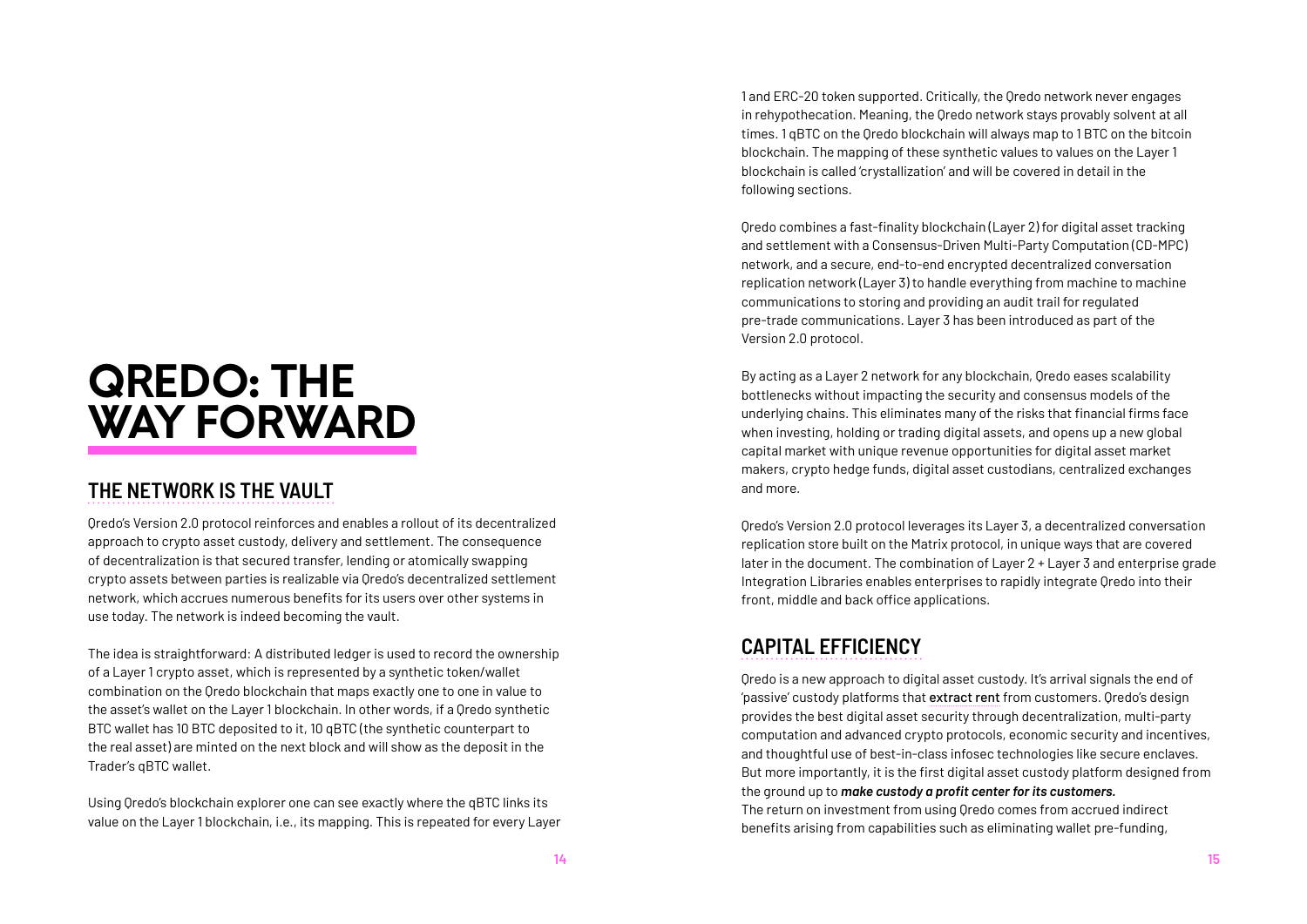# QREDO: THE WAY FORWARD

## THE NETWORK IS THE VAULT

Qredo's Version 2.0 protocol reinforces and enables a rollout of its decentralized approach to crypto asset custody, delivery and settlement. The consequence of decentralization is that secured transfer, lending or atomically swapping crypto assets between parties is realizable via Qredo's decentralized settlement network, which accrues numerous benefits for its users over other systems in use today. The network is indeed becoming the vault.

The idea is straightforward: A distributed ledger is used to record the ownership of a Layer 1 crypto asset, which is represented by a synthetic token/wallet combination on the Qredo blockchain that maps exactly one to one in value to the asset's wallet on the Layer 1 blockchain. In other words, if a Qredo synthetic BTC wallet has 10 BTC deposited to it, 10 qBTC (the synthetic counterpart to the real asset) are minted on the next block and will show as the deposit in the Trader's qBTC wallet.

Using Qredo's blockchain explorer one can see exactly where the qBTC links its value on the Layer 1 blockchain, i.e., its mapping. This is repeated for every Layer 1 and ERC-20 token supported. Critically, the Qredo network never engages in rehypothecation. Meaning, the Qredo network stays provably solvent at all times. 1 qBTC on the Qredo blockchain will always map to 1 BTC on the bitcoin blockchain. The mapping of these synthetic values to values on the Layer 1 blockchain is called 'crystallization' and will be covered in detail in the following sections.

Qredo combines a fast-finality blockchain (Layer 2) for digital asset tracking and settlement with a Consensus-Driven Multi-Party Computation (CD-MPC) network, and a secure, end-to-end encrypted decentralized conversation replication network (Layer 3) to handle everything from machine to machine communications to storing and providing an audit trail for regulated pre-trade communications. Layer 3 has been introduced as part of the Version 2.0 protocol.

By acting as a Layer 2 network for any blockchain, Qredo eases scalability bottlenecks without impacting the security and consensus models of the underlying chains. This eliminates many of the risks that financial firms face when investing, holding or trading digital assets, and opens up a new global capital market with unique revenue opportunities for digital asset market makers, crypto hedge funds, digital asset custodians, centralized exchanges and more.

Qredo's Version 2.0 protocol leverages its Layer 3, a decentralized conversation replication store built on the Matrix protocol, in unique ways that are covered later in the document. The combination of Layer 2 + Layer 3 and enterprise grade Integration Libraries enables enterprises to rapidly integrate Qredo into their front, middle and back office applications.

## CAPITAL EFFICIENCY

Qredo is a new approach to digital asset custody. It's arrival signals the end of 'passive' custody platforms that extract rent from customers. Qredo's design provides the best digital asset security through decentralization, multi-party computation and advanced crypto protocols, economic security and incentives, and thoughtful use of best-in-class infosec technologies like secure enclaves. But more importantly, it is the first digital asset custody platform designed from the ground up to ***make custody a profit center for its customers.***
The return on investment from using Qredo comes from accrued indirect benefits arising from capabilities such as eliminating wallet pre-funding,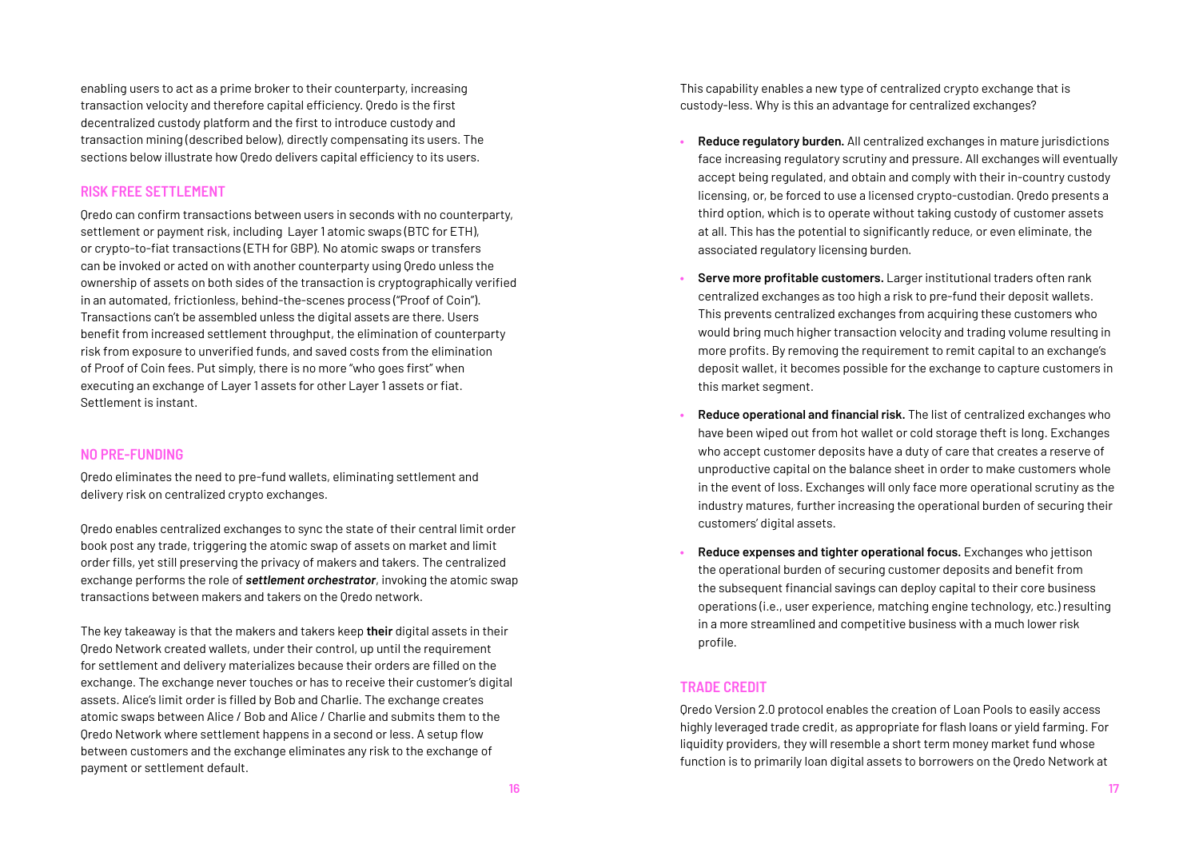enabling users to act as a prime broker to their counterparty, increasing transaction velocity and therefore capital efficiency. Qredo is the first decentralized custody platform and the first to introduce custody and transaction mining (described below), directly compensating its users. The sections below illustrate how Qredo delivers capital efficiency to its users.

## RISK FREE SETTLEMENT

Qredo can confirm transactions between users in seconds with no counterparty, settlement or payment risk, including Layer 1 atomic swaps (BTC for ETH), or crypto-to-fiat transactions (ETH for GBP). No atomic swaps or transfers can be invoked or acted on with another counterparty using Qredo unless the ownership of assets on both sides of the transaction is cryptographically verified in an automated, frictionless, behind-the-scenes process ("Proof of Coin"). Transactions can't be assembled unless the digital assets are there. Users benefit from increased settlement throughput, the elimination of counterparty risk from exposure to unverified funds, and saved costs from the elimination of Proof of Coin fees. Put simply, there is no more "who goes first" when executing an exchange of Layer 1 assets for other Layer 1 assets or fiat. Settlement is instant.

## NO PRE-FUNDING

Qredo eliminates the need to pre-fund wallets, eliminating settlement and delivery risk on centralized crypto exchanges.

Qredo enables centralized exchanges to sync the state of their central limit order book post any trade, triggering the atomic swap of assets on market and limit order fills, yet still preserving the privacy of makers and takers. The centralized exchange performs the role of ***settlement orchestrator***, invoking the atomic swap transactions between makers and takers on the Qredo network.

The key takeaway is that the makers and takers keep **their** digital assets in their Qredo Network created wallets, under their control, up until the requirement for settlement and delivery materializes because their orders are filled on the exchange. The exchange never touches or has to receive their customer's digital assets. Alice's limit order is filled by Bob and Charlie. The exchange creates atomic swaps between Alice / Bob and Alice / Charlie and submits them to the Qredo Network where settlement happens in a second or less. A setup flow between customers and the exchange eliminates any risk to the exchange of payment or settlement default.

This capability enables a new type of centralized crypto exchange that is custody-less. Why is this an advantage for centralized exchanges?

- **Reduce regulatory burden.** All centralized exchanges in mature jurisdictions face increasing regulatory scrutiny and pressure. All exchanges will eventually accept being regulated, and obtain and comply with their in-country custody licensing, or, be forced to use a licensed crypto-custodian. Qredo presents a third option, which is to operate without taking custody of customer assets at all. This has the potential to significantly reduce, or even eliminate, the associated regulatory licensing burden.
- **Serve more profitable customers.** Larger institutional traders often rank centralized exchanges as too high a risk to pre-fund their deposit wallets. This prevents centralized exchanges from acquiring these customers who would bring much higher transaction velocity and trading volume resulting in more profits. By removing the requirement to remit capital to an exchange's deposit wallet, it becomes possible for the exchange to capture customers in this market segment.
- **Reduce operational and financial risk.** The list of centralized exchanges who have been wiped out from hot wallet or cold storage theft is long. Exchanges who accept customer deposits have a duty of care that creates a reserve of unproductive capital on the balance sheet in order to make customers whole in the event of loss. Exchanges will only face more operational scrutiny as the industry matures, further increasing the operational burden of securing their customers' digital assets.
- **Reduce expenses and tighter operational focus.** Exchanges who jettison the operational burden of securing customer deposits and benefit from the subsequent financial savings can deploy capital to their core business operations (i.e., user experience, matching engine technology, etc.) resulting in a more streamlined and competitive business with a much lower risk profile.

## TRADE CREDIT

Qredo Version 2.0 protocol enables the creation of Loan Pools to easily access highly leveraged trade credit, as appropriate for flash loans or yield farming. For liquidity providers, they will resemble a short term money market fund whose function is to primarily loan digital assets to borrowers on the Qredo Network at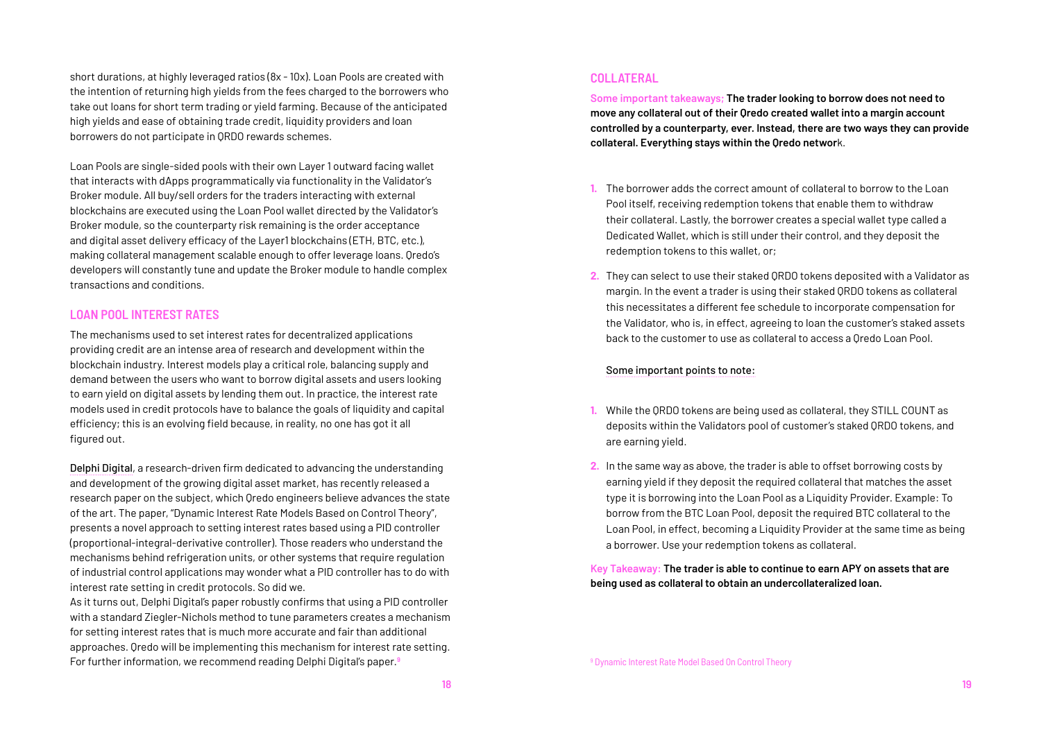short durations, at highly leveraged ratios (8x - 10x). Loan Pools are created with the intention of returning high yields from the fees charged to the borrowers who take out loans for short term trading or yield farming. Because of the anticipated high yields and ease of obtaining trade credit, liquidity providers and loan borrowers do not participate in QRDO rewards schemes.

Loan Pools are single-sided pools with their own Layer 1 outward facing wallet that interacts with dApps programmatically via functionality in the Validator's Broker module. All buy/sell orders for the traders interacting with external blockchains are executed using the Loan Pool wallet directed by the Validator's Broker module, so the counterparty risk remaining is the order acceptance and digital asset delivery efficacy of the Layer1 blockchains (ETH, BTC, etc.), making collateral management scalable enough to offer leverage loans. Qredo's developers will constantly tune and update the Broker module to handle complex transactions and conditions.

## LOAN POOL INTEREST RATES

The mechanisms used to set interest rates for decentralized applications providing credit are an intense area of research and development within the blockchain industry. Interest models play a critical role, balancing supply and demand between the users who want to borrow digital assets and users looking to earn yield on digital assets by lending them out. In practice, the interest rate models used in credit protocols have to balance the goals of liquidity and capital efficiency; this is an evolving field because, in reality, no one has got it all figured out.

Delphi Digital, a research-driven firm dedicated to advancing the understanding and development of the growing digital asset market, has recently released a research paper on the subject, which Qredo engineers believe advances the state of the art. The paper, "Dynamic Interest Rate Models Based on Control Theory", presents a novel approach to setting interest rates based using a PID controller (proportional-integral-derivative controller). Those readers who understand the mechanisms behind refrigeration units, or other systems that require regulation of industrial control applications may wonder what a PID controller has to do with interest rate setting in credit protocols. So did we.

As it turns out, Delphi Digital's paper robustly confirms that using a PID controller with a standard Ziegler-Nichols method to tune parameters creates a mechanism for setting interest rates that is much more accurate and fair than additional approaches. Qredo will be implementing this mechanism for interest rate setting. For further information, we recommend reading Delphi Digital's paper.[9]

## COLLATERAL

Some important takeaways; **The trader looking to borrow does not need to move any collateral out of their Qredo created wallet into a margin account controlled by a counterparty, ever. Instead, there are two ways they can provide collateral. Everything stays within the Qredo network.**

1. The borrower adds the correct amount of collateral to borrow to the Loan Pool itself, receiving redemption tokens that enable them to withdraw their collateral. Lastly, the borrower creates a special wallet type called a Dedicated Wallet, which is still under their control, and they deposit the redemption tokens to this wallet, or;
2. They can select to use their staked QRDO tokens deposited with a Validator as margin. In the event a trader is using their staked QRDO tokens as collateral this necessitates a different fee schedule to incorporate compensation for the Validator, who is, in effect, agreeing to loan the customer's staked assets back to the customer to use as collateral to access a Qredo Loan Pool.

Some important points to note:

1. While the QRDO tokens are being used as collateral, they STILL COUNT as deposits within the Validators pool of customer's staked QRDO tokens, and are earning yield.
2. In the same way as above, the trader is able to offset borrowing costs by earning yield if they deposit the required collateral that matches the asset type it is borrowing into the Loan Pool as a Liquidity Provider. Example: To borrow from the BTC Loan Pool, deposit the required BTC collateral to the Loan Pool, in effect, becoming a Liquidity Provider at the same time as being a borrower. Use your redemption tokens as collateral.

Key Takeaway: **The trader is able to continue to earn APY on assets that are being used as collateral to obtain an undercollateralized loan.**

[9] Dynamic Interest Rate Model Based On Control Theory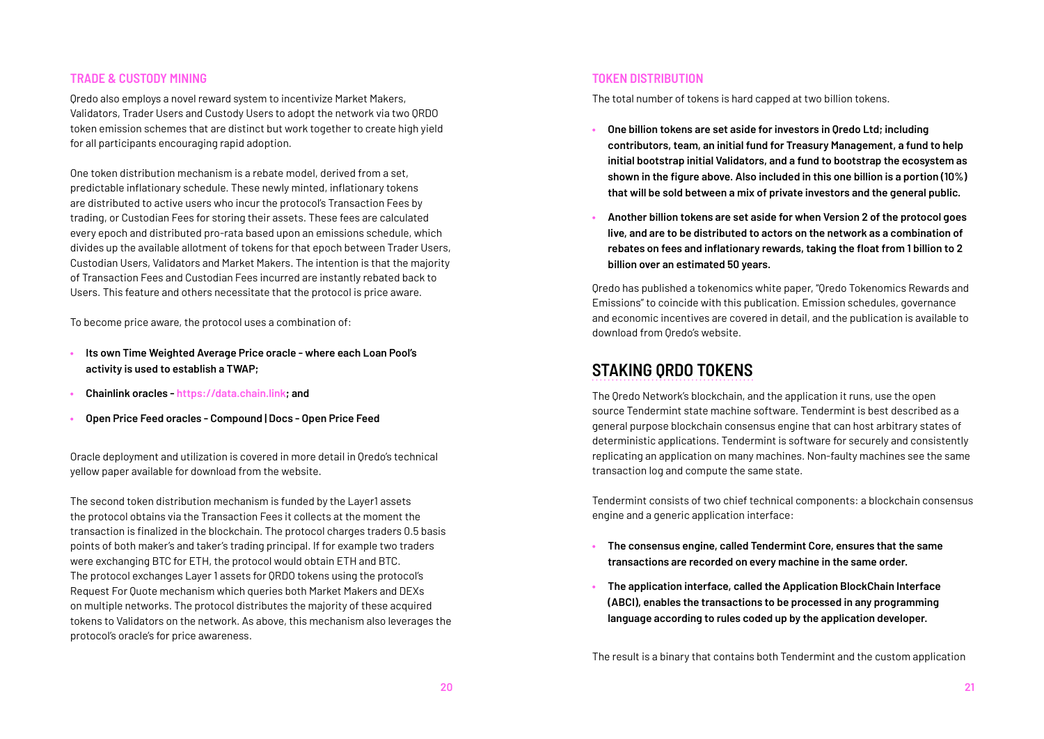### TRADE & CUSTODY MINING

Qredo also employs a novel reward system to incentivize Market Makers, Validators, Trader Users and Custody Users to adopt the network via two QRDO token emission schemes that are distinct but work together to create high yield for all participants encouraging rapid adoption.

One token distribution mechanism is a rebate model, derived from a set, predictable inflationary schedule. These newly minted, inflationary tokens are distributed to active users who incur the protocol's Transaction Fees by trading, or Custodian Fees for storing their assets. These fees are calculated every epoch and distributed pro-rata based upon an emissions schedule, which divides up the available allotment of tokens for that epoch between Trader Users, Custodian Users, Validators and Market Makers. The intention is that the majority of Transaction Fees and Custodian Fees incurred are instantly rebated back to Users. This feature and others necessitate that the protocol is price aware.

To become price aware, the protocol uses a combination of:

- **Its own Time Weighted Average Price oracle – where each Loan Pool's activity is used to establish a TWAP;**
- **Chainlink oracles – https://data.chain.link; and**
- **Open Price Feed oracles – Compound | Docs – Open Price Feed**

Oracle deployment and utilization is covered in more detail in Qredo's technical yellow paper available for download from the website.

The second token distribution mechanism is funded by the Layer1 assets the protocol obtains via the Transaction Fees it collects at the moment the transaction is finalized in the blockchain. The protocol charges traders 0.5 basis points of both maker's and taker's trading principal. If for example two traders were exchanging BTC for ETH, the protocol would obtain ETH and BTC. The protocol exchanges Layer 1 assets for QRDO tokens using the protocol's Request For Quote mechanism which queries both Market Makers and DEXs on multiple networks. The protocol distributes the majority of these acquired tokens to Validators on the network. As above, this mechanism also leverages the protocol's oracle's for price awareness.

### TOKEN DISTRIBUTION

The total number of tokens is hard capped at two billion tokens.

- **One billion tokens are set aside for investors in Qredo Ltd; including contributors, team, an initial fund for Treasury Management, a fund to help initial bootstrap initial Validators, and a fund to bootstrap the ecosystem as shown in the figure above. Also included in this one billion is a portion (10%) that will be sold between a mix of private investors and the general public.**
- **Another billion tokens are set aside for when Version 2 of the protocol goes live, and are to be distributed to actors on the network as a combination of rebates on fees and inflationary rewards, taking the float from 1 billion to 2 billion over an estimated 50 years.**

Qredo has published a tokenomics white paper, "Qredo Tokenomics Rewards and Emissions" to coincide with this publication. Emission schedules, governance and economic incentives are covered in detail, and the publication is available to download from Qredo's website.

## STAKING QRDO TOKENS

The Qredo Network's blockchain, and the application it runs, use the open source Tendermint state machine software. Tendermint is best described as a general purpose blockchain consensus engine that can host arbitrary states of deterministic applications. Tendermint is software for securely and consistently replicating an application on many machines. Non-faulty machines see the same transaction log and compute the same state.

Tendermint consists of two chief technical components: a blockchain consensus engine and a generic application interface:

- **The consensus engine, called Tendermint Core, ensures that the same transactions are recorded on every machine in the same order.**
- **The application interface, called the Application BlockChain Interface (ABCI), enables the transactions to be processed in any programming language according to rules coded up by the application developer.**

The result is a binary that contains both Tendermint and the custom application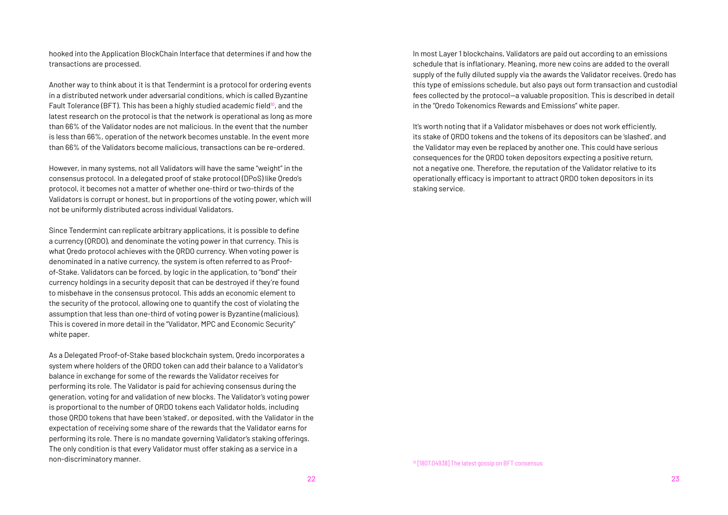hooked into the Application BlockChain Interface that determines if and how the transactions are processed.

Another way to think about it is that Tendermint is a protocol for ordering events in a distributed network under adversarial conditions, which is called Byzantine Fault Tolerance (BFT). This has been a highly studied academic field[10], and the latest research on the protocol is that the network is operational as long as more than 66% of the Validator nodes are not malicious. In the event that the number is less than 66%, operation of the network becomes unstable. In the event more than 66% of the Validators become malicious, transactions can be re-ordered.

However, in many systems, not all Validators will have the same "weight" in the consensus protocol. In a delegated proof of stake protocol (DPoS) like Qredo's protocol, it becomes not a matter of whether one-third or two-thirds of the Validators is corrupt or honest, but in proportions of the voting power, which will not be uniformly distributed across individual Validators.

Since Tendermint can replicate arbitrary applications, it is possible to define a currency (QRDO), and denominate the voting power in that currency. This is what Qredo protocol achieves with the QRDO currency. When voting power is denominated in a native currency, the system is often referred to as Proof-of-Stake. Validators can be forced, by logic in the application, to "bond" their currency holdings in a security deposit that can be destroyed if they're found to misbehave in the consensus protocol. This adds an economic element to the security of the protocol, allowing one to quantify the cost of violating the assumption that less than one-third of voting power is Byzantine (malicious). This is covered in more detail in the "Validator, MPC and Economic Security" white paper.

As a Delegated Proof-of-Stake based blockchain system, Qredo incorporates a system where holders of the QRDO token can add their balance to a Validator's balance in exchange for some of the rewards the Validator receives for performing its role. The Validator is paid for achieving consensus during the generation, voting for and validation of new blocks. The Validator's voting power is proportional to the number of QRDO tokens each Validator holds, including those QRDO tokens that have been 'staked', or deposited, with the Validator in the expectation of receiving some share of the rewards that the Validator earns for performing its role. There is no mandate governing Validator's staking offerings. The only condition is that every Validator must offer staking as a service in a non-discriminatory manner.

In most Layer 1 blockchains, Validators are paid out according to an emissions schedule that is inflationary. Meaning, more new coins are added to the overall supply of the fully diluted supply via the awards the Validator receives. Qredo has this type of emissions schedule, but also pays out form transaction and custodial fees collected by the protocol—a valuable proposition. This is described in detail in the "Qredo Tokenomics Rewards and Emissions" white paper.

It's worth noting that if a Validator misbehaves or does not work efficiently, its stake of QRDO tokens and the tokens of its depositors can be 'slashed', and the Validator may even be replaced by another one. This could have serious consequences for the QRDO token depositors expecting a positive return, not a negative one. Therefore, the reputation of the Validator relative to its operationally efficacy is important to attract QRDO token depositors in its staking service.

[10] [1807.04938] The latest gossip on BFT consensus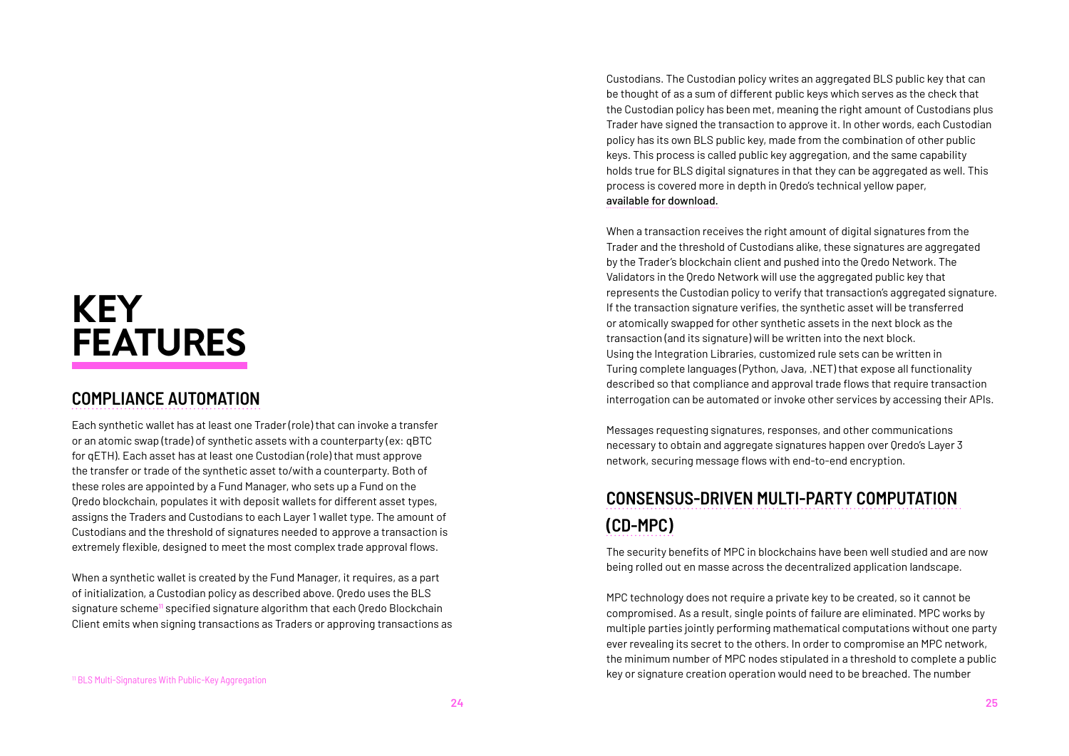# KEY FEATURES

## COMPLIANCE AUTOMATION

Each synthetic wallet has at least one Trader (role) that can invoke a transfer or an atomic swap (trade) of synthetic assets with a counterparty (ex: qBTC for qETH). Each asset has at least one Custodian (role) that must approve the transfer or trade of the synthetic asset to/with a counterparty. Both of these roles are appointed by a Fund Manager, who sets up a Fund on the Qredo blockchain, populates it with deposit wallets for different asset types, assigns the Traders and Custodians to each Layer 1 wallet type. The amount of Custodians and the threshold of signatures needed to approve a transaction is extremely flexible, designed to meet the most complex trade approval flows.

When a synthetic wallet is created by the Fund Manager, it requires, as a part of initialization, a Custodian policy as described above. Qredo uses the BLS signature scheme[11] specified signature algorithm that each Qredo Blockchain Client emits when signing transactions as Traders or approving transactions as Custodians. The Custodian policy writes an aggregated BLS public key that can be thought of as a sum of different public keys which serves as the check that the Custodian policy has been met, meaning the right amount of Custodians plus Trader have signed the transaction to approve it. In other words, each Custodian policy has its own BLS public key, made from the combination of other public keys. This process is called public key aggregation, and the same capability holds true for BLS digital signatures in that they can be aggregated as well. This process is covered more in depth in Qredo's technical yellow paper, available for download.

When a transaction receives the right amount of digital signatures from the Trader and the threshold of Custodians alike, these signatures are aggregated by the Trader's blockchain client and pushed into the Qredo Network. The Validators in the Qredo Network will use the aggregated public key that represents the Custodian policy to verify that transaction's aggregated signature. If the transaction signature verifies, the synthetic asset will be transferred or atomically swapped for other synthetic assets in the next block as the transaction (and its signature) will be written into the next block. Using the Integration Libraries, customized rule sets can be written in Turing complete languages (Python, Java, .NET) that expose all functionality described so that compliance and approval trade flows that require transaction interrogation can be automated or invoke other services by accessing their APIs.

Messages requesting signatures, responses, and other communications necessary to obtain and aggregate signatures happen over Qredo's Layer 3 network, securing message flows with end-to-end encryption.

## CONSENSUS-DRIVEN MULTI-PARTY COMPUTATION (CD-MPC)

The security benefits of MPC in blockchains have been well studied and are now being rolled out en masse across the decentralized application landscape.

MPC technology does not require a private key to be created, so it cannot be compromised. As a result, single points of failure are eliminated. MPC works by multiple parties jointly performing mathematical computations without one party ever revealing its secret to the others. In order to compromise an MPC network, the minimum number of MPC nodes stipulated in a threshold to complete a public key or signature creation operation would need to be breached. The number

[11] BLS Multi-Signatures With Public-Key Aggregation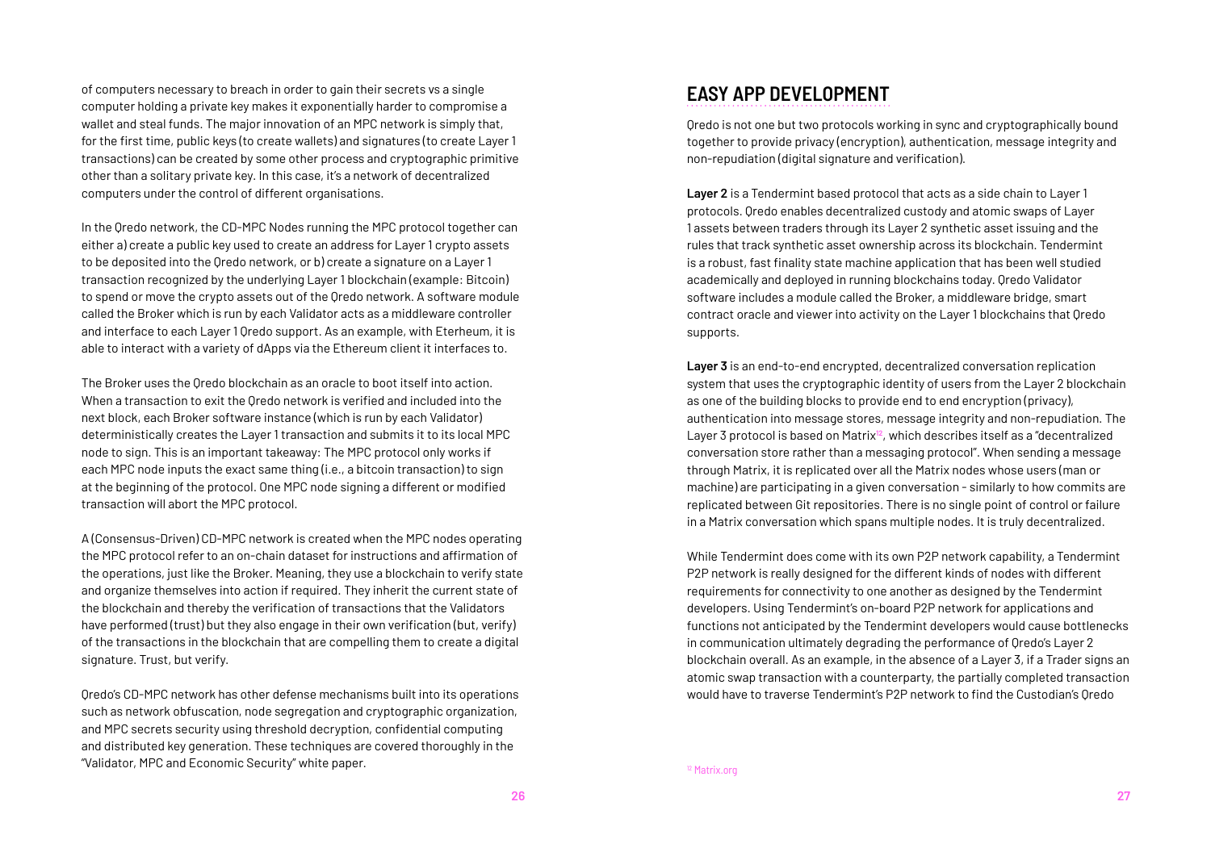of computers necessary to breach in order to gain their secrets vs a single computer holding a private key makes it exponentially harder to compromise a wallet and steal funds. The major innovation of an MPC network is simply that, for the first time, public keys (to create wallets) and signatures (to create Layer 1 transactions) can be created by some other process and cryptographic primitive other than a solitary private key. In this case, it's a network of decentralized computers under the control of different organisations.

In the Qredo network, the CD-MPC Nodes running the MPC protocol together can either a) create a public key used to create an address for Layer 1 crypto assets to be deposited into the Qredo network, or b) create a signature on a Layer 1 transaction recognized by the underlying Layer 1 blockchain (example: Bitcoin) to spend or move the crypto assets out of the Qredo network. A software module called the Broker which is run by each Validator acts as a middleware controller and interface to each Layer 1 Qredo support. As an example, with Eterheum, it is able to interact with a variety of dApps via the Ethereum client it interfaces to.

The Broker uses the Qredo blockchain as an oracle to boot itself into action. When a transaction to exit the Qredo network is verified and included into the next block, each Broker software instance (which is run by each Validator) deterministically creates the Layer 1 transaction and submits it to its local MPC node to sign. This is an important takeaway: The MPC protocol only works if each MPC node inputs the exact same thing (i.e., a bitcoin transaction) to sign at the beginning of the protocol. One MPC node signing a different or modified transaction will abort the MPC protocol.

A (Consensus-Driven) CD-MPC network is created when the MPC nodes operating the MPC protocol refer to an on-chain dataset for instructions and affirmation of the operations, just like the Broker. Meaning, they use a blockchain to verify state and organize themselves into action if required. They inherit the current state of the blockchain and thereby the verification of transactions that the Validators have performed (trust) but they also engage in their own verification (but, verify) of the transactions in the blockchain that are compelling them to create a digital signature. Trust, but verify.

Qredo's CD-MPC network has other defense mechanisms built into its operations such as network obfuscation, node segregation and cryptographic organization, and MPC secrets security using threshold decryption, confidential computing and distributed key generation. These techniques are covered thoroughly in the "Validator, MPC and Economic Security" white paper.

## EASY APP DEVELOPMENT

Qredo is not one but two protocols working in sync and cryptographically bound together to provide privacy (encryption), authentication, message integrity and non-repudiation (digital signature and verification).

**Layer 2** is a Tendermint based protocol that acts as a side chain to Layer 1 protocols. Qredo enables decentralized custody and atomic swaps of Layer 1 assets between traders through its Layer 2 synthetic asset issuing and the rules that track synthetic asset ownership across its blockchain. Tendermint is a robust, fast finality state machine application that has been well studied academically and deployed in running blockchains today. Qredo Validator software includes a module called the Broker, a middleware bridge, smart contract oracle and viewer into activity on the Layer 1 blockchains that Qredo supports.

**Layer 3** is an end-to-end encrypted, decentralized conversation replication system that uses the cryptographic identity of users from the Layer 2 blockchain as one of the building blocks to provide end to end encryption (privacy), authentication into message stores, message integrity and non-repudiation. The Layer 3 protocol is based on Matrix[12], which describes itself as a "decentralized conversation store rather than a messaging protocol". When sending a message through Matrix, it is replicated over all the Matrix nodes whose users (man or machine) are participating in a given conversation - similarly to how commits are replicated between Git repositories. There is no single point of control or failure in a Matrix conversation which spans multiple nodes. It is truly decentralized.

While Tendermint does come with its own P2P network capability, a Tendermint P2P network is really designed for the different kinds of nodes with different requirements for connectivity to one another as designed by the Tendermint developers. Using Tendermint's on-board P2P network for applications and functions not anticipated by the Tendermint developers would cause bottlenecks in communication ultimately degrading the performance of Qredo's Layer 2 blockchain overall. As an example, in the absence of a Layer 3, if a Trader signs an atomic swap transaction with a counterparty, the partially completed transaction would have to traverse Tendermint's P2P network to find the Custodian's Qredo

[12] Matrix.org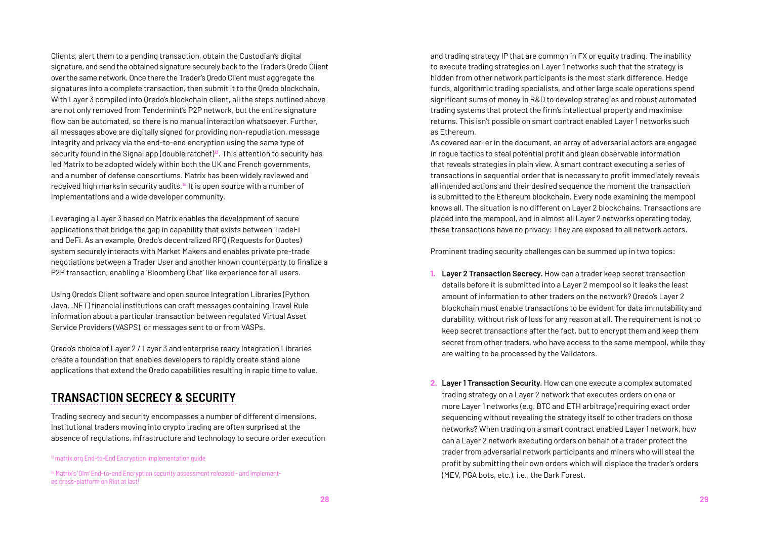Clients, alert them to a pending transaction, obtain the Custodian's digital signature, and send the obtained signature securely back to the Trader's Qredo Client over the same network. Once there the Trader's Qredo Client must aggregate the signatures into a complete transaction, then submit it to the Qredo blockchain. With Layer 3 compiled into Qredo's blockchain client, all the steps outlined above are not only removed from Tendermint's P2P network, but the entire signature flow can be automated, so there is no manual interaction whatsoever. Further, all messages above are digitally signed for providing non-repudiation, message integrity and privacy via the end-to-end encryption using the same type of security found in the Signal app (double ratchet)[13]. This attention to security has led Matrix to be adopted widely within both the UK and French governments, and a number of defense consortiums. Matrix has been widely reviewed and received high marks in security audits.[14] It is open source with a number of implementations and a wide developer community.

Leveraging a Layer 3 based on Matrix enables the development of secure applications that bridge the gap in capability that exists between TradeFi and DeFi. As an example, Qredo's decentralized RFQ (Requests for Quotes) system securely interacts with Market Makers and enables private pre-trade negotiations between a Trader User and another known counterparty to finalize a P2P transaction, enabling a 'Bloomberg Chat' like experience for all users.

Using Qredo's Client software and open source Integration Libraries (Python, Java, .NET) financial institutions can craft messages containing Travel Rule information about a particular transaction between regulated Virtual Asset Service Providers (VASPS), or messages sent to or from VASPs.

Qredo's choice of Layer 2 / Layer 3 and enterprise ready Integration Libraries create a foundation that enables developers to rapidly create stand alone applications that extend the Qredo capabilities resulting in rapid time to value.

## TRANSACTION SECRECY & SECURITY

Trading secrecy and security encompasses a number of different dimensions. Institutional traders moving into crypto trading are often surprised at the absence of regulations, infrastructure and technology to secure order execution and trading strategy IP that are common in FX or equity trading. The inability to execute trading strategies on Layer 1 networks such that the strategy is hidden from other network participants is the most stark difference. Hedge funds, algorithmic trading specialists, and other large scale operations spend significant sums of money in R&D to develop strategies and robust automated trading systems that protect the firm's intellectual property and maximise returns. This isn't possible on smart contract enabled Layer 1 networks such as Ethereum.

As covered earlier in the document, an array of adversarial actors are engaged in rogue tactics to steal potential profit and glean observable information that reveals strategies in plain view. A smart contract executing a series of transactions in sequential order that is necessary to profit immediately reveals all intended actions and their desired sequence the moment the transaction is submitted to the Ethereum blockchain. Every node examining the mempool knows all. The situation is no different on Layer 2 blockchains. Transactions are placed into the mempool, and in almost all Layer 2 networks operating today, these transactions have no privacy: They are exposed to all network actors.

Prominent trading security challenges can be summed up in two topics:

1. **Layer 2 Transaction Secrecy.** How can a trader keep secret transaction details before it is submitted into a Layer 2 mempool so it leaks the least amount of information to other traders on the network? Qredo's Layer 2 blockchain must enable transactions to be evident for data immutability and durability, without risk of loss for any reason at all. The requirement is not to keep secret transactions after the fact, but to encrypt them and keep them secret from other traders, who have access to the same mempool, while they are waiting to be processed by the Validators.

2. **Layer 1 Transaction Security.** How can one execute a complex automated trading strategy on a Layer 2 network that executes orders on one or more Layer 1 networks (e.g. BTC and ETH arbitrage) requiring exact order sequencing without revealing the strategy itself to other traders on those networks? When trading on a smart contract enabled Layer 1 network, how can a Layer 2 network executing orders on behalf of a trader protect the trader from adversarial network participants and miners who will steal the profit by submitting their own orders which will displace the trader's orders (MEV, PGA bots, etc.), i.e., the Dark Forest.

[13] matrix.org End-to-End Encryption implementation guide

[14] Matrix's 'Olm' End-to-end Encryption security assessment released - and implemented cross-platform on Riot at last!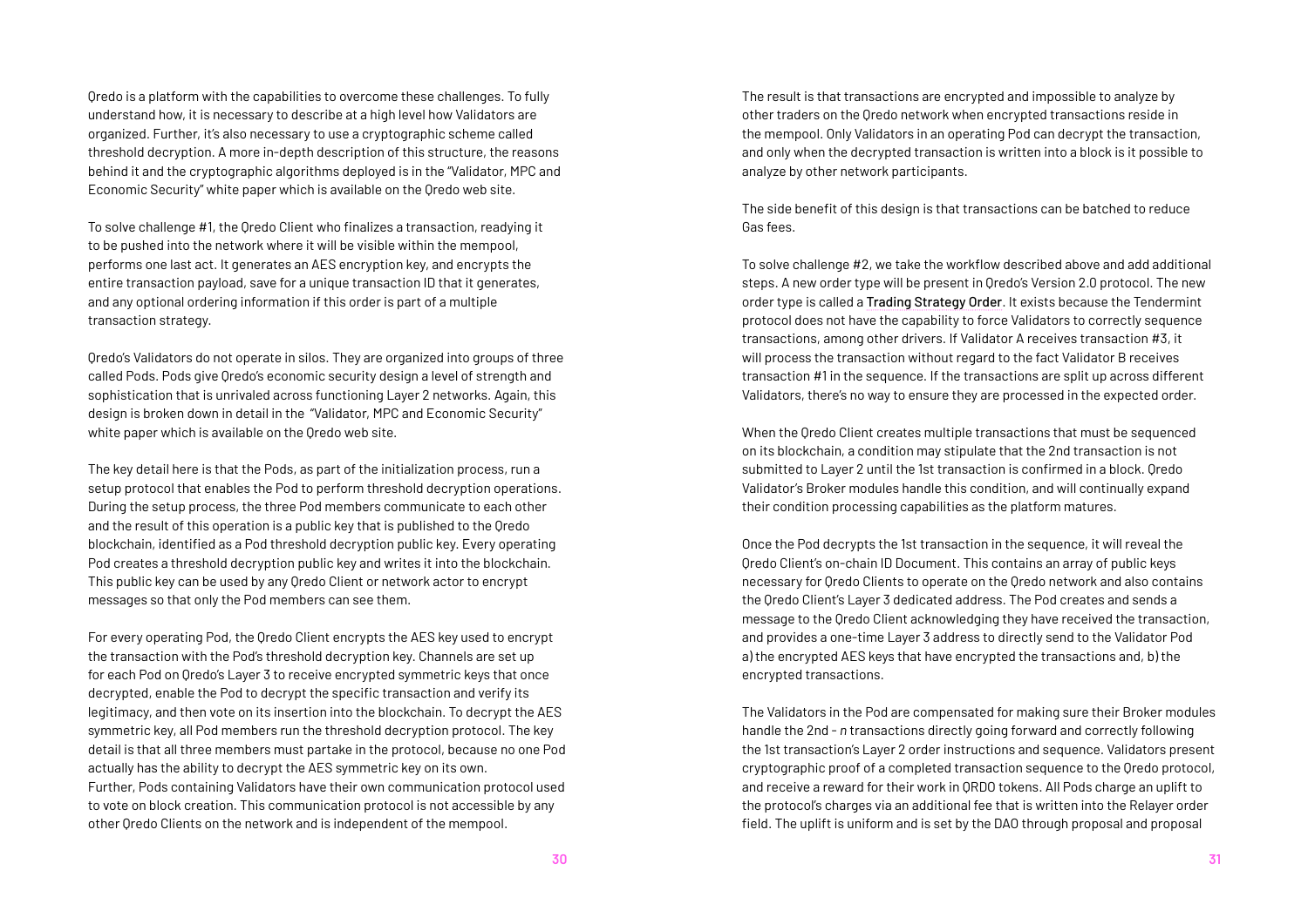Qredo is a platform with the capabilities to overcome these challenges. To fully understand how, it is necessary to describe at a high level how Validators are organized. Further, it's also necessary to use a cryptographic scheme called threshold decryption. A more in-depth description of this structure, the reasons behind it and the cryptographic algorithms deployed is in the "Validator, MPC and Economic Security" white paper which is available on the Qredo web site.

To solve challenge #1, the Qredo Client who finalizes a transaction, readying it to be pushed into the network where it will be visible within the mempool, performs one last act. It generates an AES encryption key, and encrypts the entire transaction payload, save for a unique transaction ID that it generates, and any optional ordering information if this order is part of a multiple transaction strategy.

Qredo's Validators do not operate in silos. They are organized into groups of three called Pods. Pods give Qredo's economic security design a level of strength and sophistication that is unrivaled across functioning Layer 2 networks. Again, this design is broken down in detail in the "Validator, MPC and Economic Security" white paper which is available on the Qredo web site.

The key detail here is that the Pods, as part of the initialization process, run a setup protocol that enables the Pod to perform threshold decryption operations. During the setup process, the three Pod members communicate to each other and the result of this operation is a public key that is published to the Qredo blockchain, identified as a Pod threshold decryption public key. Every operating Pod creates a threshold decryption public key and writes it into the blockchain. This public key can be used by any Qredo Client or network actor to encrypt messages so that only the Pod members can see them.

For every operating Pod, the Qredo Client encrypts the AES key used to encrypt the transaction with the Pod's threshold decryption key. Channels are set up for each Pod on Qredo's Layer 3 to receive encrypted symmetric keys that once decrypted, enable the Pod to decrypt the specific transaction and verify its legitimacy, and then vote on its insertion into the blockchain. To decrypt the AES symmetric key, all Pod members run the threshold decryption protocol. The key detail is that all three members must partake in the protocol, because no one Pod actually has the ability to decrypt the AES symmetric key on its own. Further, Pods containing Validators have their own communication protocol used to vote on block creation. This communication protocol is not accessible by any other Qredo Clients on the network and is independent of the mempool.

The result is that transactions are encrypted and impossible to analyze by other traders on the Qredo network when encrypted transactions reside in the mempool. Only Validators in an operating Pod can decrypt the transaction, and only when the decrypted transaction is written into a block is it possible to analyze by other network participants.

The side benefit of this design is that transactions can be batched to reduce Gas fees.

To solve challenge #2, we take the workflow described above and add additional steps. A new order type will be present in Qredo's Version 2.0 protocol. The new order type is called a **Trading Strategy Order**. It exists because the Tendermint protocol does not have the capability to force Validators to correctly sequence transactions, among other drivers. If Validator A receives transaction #3, it will process the transaction without regard to the fact Validator B receives transaction #1 in the sequence. If the transactions are split up across different Validators, there's no way to ensure they are processed in the expected order.

When the Qredo Client creates multiple transactions that must be sequenced on its blockchain, a condition may stipulate that the 2nd transaction is not submitted to Layer 2 until the 1st transaction is confirmed in a block. Qredo Validator's Broker modules handle this condition, and will continually expand their condition processing capabilities as the platform matures.

Once the Pod decrypts the 1st transaction in the sequence, it will reveal the Qredo Client's on-chain ID Document. This contains an array of public keys necessary for Qredo Clients to operate on the Qredo network and also contains the Qredo Client's Layer 3 dedicated address. The Pod creates and sends a message to the Qredo Client acknowledging they have received the transaction, and provides a one-time Layer 3 address to directly send to the Validator Pod a) the encrypted AES keys that have encrypted the transactions and, b) the encrypted transactions.

The Validators in the Pod are compensated for making sure their Broker modules handle the 2nd - *n* transactions directly going forward and correctly following the 1st transaction's Layer 2 order instructions and sequence. Validators present cryptographic proof of a completed transaction sequence to the Qredo protocol, and receive a reward for their work in QRDO tokens. All Pods charge an uplift to the protocol's charges via an additional fee that is written into the Relayer order field. The uplift is uniform and is set by the DAO through proposal and proposal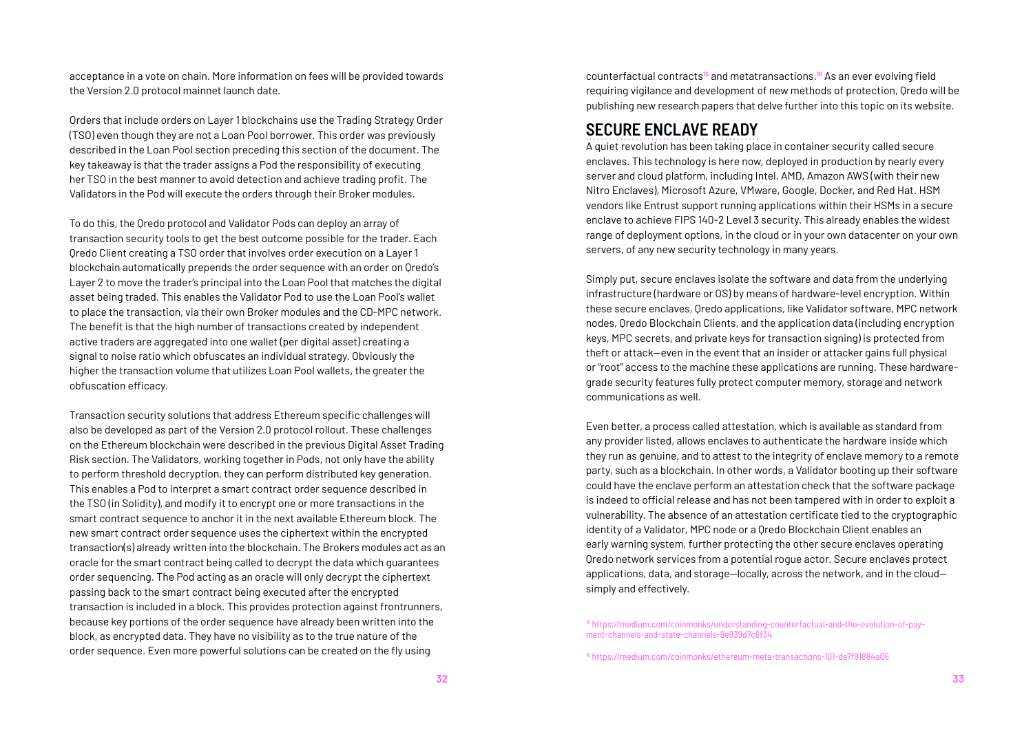acceptance in a vote on chain. More information on fees will be provided towards the Version 2.0 protocol mainnet launch date.

Orders that include orders on Layer 1 blockchains use the Trading Strategy Order (TSO) even though they are not a Loan Pool borrower. This order was previously described in the Loan Pool section preceding this section of the document. The key takeaway is that the trader assigns a Pod the responsibility of executing her TSO in the best manner to avoid detection and achieve trading profit. The Validators in the Pod will execute the orders through their Broker modules.

To do this, the Qredo protocol and Validator Pods can deploy an array of transaction security tools to get the best outcome possible for the trader. Each Qredo Client creating a TSO order that involves order execution on a Layer 1 blockchain automatically prepends the order sequence with an order on Qredo's Layer 2 to move the trader's principal into the Loan Pool that matches the digital asset being traded. This enables the Validator Pod to use the Loan Pool's wallet to place the transaction, via their own Broker modules and the CD-MPC network. The benefit is that the high number of transactions created by independent active traders are aggregated into one wallet (per digital asset) creating a signal to noise ratio which obfuscates an individual strategy. Obviously the higher the transaction volume that utilizes Loan Pool wallets, the greater the obfuscation efficacy.

Transaction security solutions that address Ethereum specific challenges will also be developed as part of the Version 2.0 protocol rollout. These challenges on the Ethereum blockchain were described in the previous Digital Asset Trading Risk section. The Validators, working together in Pods, not only have the ability to perform threshold decryption, they can perform distributed key generation. This enables a Pod to interpret a smart contract order sequence described in the TSO (in Solidity), and modify it to encrypt one or more transactions in the smart contract sequence to anchor it in the next available Ethereum block. The new smart contract order sequence uses the ciphertext within the encrypted transaction(s) already written into the blockchain. The Brokers modules act as an oracle for the smart contract being called to decrypt the data which guarantees order sequencing. The Pod acting as an oracle will only decrypt the ciphertext passing back to the smart contract being executed after the encrypted transaction is included in a block. This provides protection against frontrunners, because key portions of the order sequence have already been written into the block, as encrypted data. They have no visibility as to the true nature of the order sequence. Even more powerful solutions can be created on the fly using counterfactual contracts[15] and metatransactions.[16] As an ever evolving field requiring vigilance and development of new methods of protection, Qredo will be publishing new research papers that delve further into this topic on its website.

## SECURE ENCLAVE READY

A quiet revolution has been taking place in container security called secure enclaves. This technology is here now, deployed in production by nearly every server and cloud platform, including Intel, AMD, Amazon AWS (with their new Nitro Enclaves), Microsoft Azure, VMware, Google, Docker, and Red Hat. HSM vendors like Entrust support running applications within their HSMs in a secure enclave to achieve FIPS 140-2 Level 3 security. This already enables the widest range of deployment options, in the cloud or in your own datacenter on your own servers, of any new security technology in many years.

Simply put, secure enclaves isolate the software and data from the underlying infrastructure (hardware or OS) by means of hardware-level encryption. Within these secure enclaves, Qredo applications, like Validator software, MPC network nodes, Qredo Blockchain Clients, and the application data (including encryption keys, MPC secrets, and private keys for transaction signing) is protected from theft or attack—even in the event that an insider or attacker gains full physical or "root" access to the machine these applications are running. These hardware-grade security features fully protect computer memory, storage and network communications as well.

Even better, a process called attestation, which is available as standard from any provider listed, allows enclaves to authenticate the hardware inside which they run as genuine, and to attest to the integrity of enclave memory to a remote party, such as a blockchain. In other words, a Validator booting up their software could have the enclave perform an attestation check that the software package is indeed to official release and has not been tampered with in order to exploit a vulnerability. The absence of an attestation certificate tied to the cryptographic identity of a Validator, MPC node or a Qredo Blockchain Client enables an early warning system, further protecting the other secure enclaves operating Qredo network services from a potential rogue actor. Secure enclaves protect applications, data, and storage—locally, across the network, and in the cloud—simply and effectively.

[15] https://medium.com/coinmonks/understanding-counterfactual-and-the-evolution-of-payment-channels-and-state-channels-9e939d7c6f34

[16] https://medium.com/coinmonks/ethereum-meta-transactions-101-de7f91884a06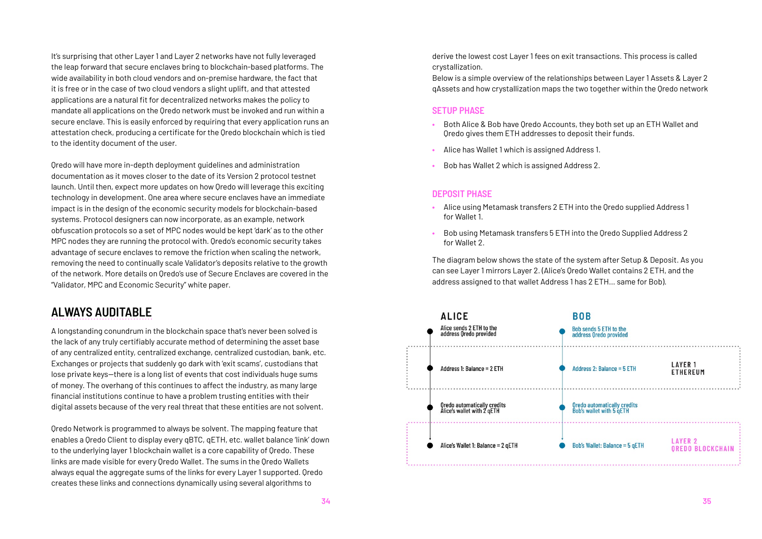It's surprising that other Layer 1 and Layer 2 networks have not fully leveraged the leap forward that secure enclaves bring to blockchain-based platforms. The wide availability in both cloud vendors and on-premise hardware, the fact that it is free or in the case of two cloud vendors a slight uplift, and that attested applications are a natural fit for decentralized networks makes the policy to mandate all applications on the Qredo network must be invoked and run within a secure enclave. This is easily enforced by requiring that every application runs an attestation check, producing a certificate for the Qredo blockchain which is tied to the identity document of the user.

Qredo will have more in-depth deployment guidelines and administration documentation as it moves closer to the date of its Version 2 protocol testnet launch. Until then, expect more updates on how Qredo will leverage this exciting technology in development. One area where secure enclaves have an immediate impact is in the design of the economic security models for blockchain-based systems. Protocol designers can now incorporate, as an example, network obfuscation protocols so a set of MPC nodes would be kept 'dark' as to the other MPC nodes they are running the protocol with. Qredo's economic security takes advantage of secure enclaves to remove the friction when scaling the network, removing the need to continually scale Validator's deposits relative to the growth of the network. More details on Qredo's use of Secure Enclaves are covered in the "Validator, MPC and Economic Security" white paper.

## ALWAYS AUDITABLE

A longstanding conundrum in the blockchain space that's never been solved is the lack of any truly certifiably accurate method of determining the asset base of any centralized entity, centralized exchange, centralized custodian, bank, etc. Exchanges or projects that suddenly go dark with 'exit scams', custodians that lose private keys—there is a long list of events that cost individuals huge sums of money. The overhang of this continues to affect the industry, as many large financial institutions continue to have a problem trusting entities with their digital assets because of the very real threat that these entities are not solvent.

Qredo Network is programmed to always be solvent. The mapping feature that enables a Qredo Client to display every qBTC, qETH, etc. wallet balance 'link' down to the underlying layer 1 blockchain wallet is a core capability of Qredo. These links are made visible for every Qredo Wallet. The sums in the Qredo Wallets always equal the aggregate sums of the links for every Layer 1 supported. Qredo creates these links and connections dynamically using several algorithms to derive the lowest cost Layer 1 fees on exit transactions. This process is called crystallization.

Below is a simple overview of the relationships between Layer 1 Assets & Layer 2 qAssets and how crystallization maps the two together within the Qredo network

### SETUP PHASE

- Both Alice & Bob have Qredo Accounts, they both set up an ETH Wallet and Qredo gives them ETH addresses to deposit their funds.
- Alice has Wallet 1 which is assigned Address 1.
- Bob has Wallet 2 which is assigned Address 2.

### DEPOSIT PHASE

- Alice using Metamask transfers 2 ETH into the Qredo supplied Address 1 for Wallet 1.
- Bob using Metamask transfers 5 ETH into the Qredo Supplied Address 2 for Wallet 2.

The diagram below shows the state of the system after Setup & Deposit. As you can see Layer 1 mirrors Layer 2. (Alice's Qredo Wallet contains 2 ETH, and the address assigned to that wallet Address 1 has 2 ETH... same for Bob).

| ALICE | BOB | |
|---|---|---|
| Alice sends 2 ETH to the address Qredo provided | Bob sends 5 ETH to the address Qredo provided | |
| Address 1: Balance = 2 ETH | Address 2: Balance = 5 ETH | LAYER 1 ETHEREUM |
| Qredo automatically credits Alice's wallet with 2 qETH | Qredo automatically credits Bob's wallet with 5 qETH | |
| Alice's Wallet 1: Balance = 2 qETH | Bob's Wallet: Balance = 5 qETH | LAYER 2 QREDO BLOCKCHAIN |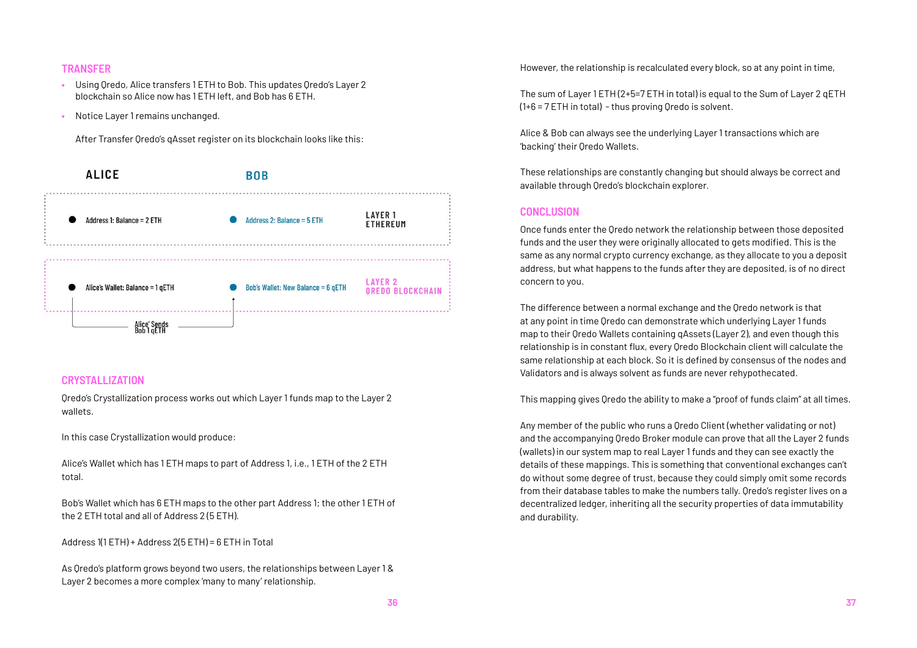## TRANSFER

- Using Qredo, Alice transfers 1 ETH to Bob. This updates Qredo's Layer 2 blockchain so Alice now has 1 ETH left, and Bob has 6 ETH.
- Notice Layer 1 remains unchanged.

After Transfer Qredo's qAsset register on its blockchain looks like this:

| ALICE | BOB | |
|---|---|---|
| Address 1: Balance = 2 ETH | Address 2: Balance = 5 ETH | LAYER 1 ETHEREUM |
| Alice's Wallet: Balance = 1 qETH | Bob's Wallet: New Balance = 6 qETH | LAYER 2 QREDO BLOCKCHAIN |

Alice' Sends Bob 1 qETH

## CRYSTALLIZATION

Qredo's Crystallization process works out which Layer 1 funds map to the Layer 2 wallets.

In this case Crystallization would produce:

Alice's Wallet which has 1 ETH maps to part of Address 1, i.e., 1 ETH of the 2 ETH total.

Bob's Wallet which has 6 ETH maps to the other part Address 1; the other 1 ETH of the 2 ETH total and all of Address 2 (5 ETH).

Address 1(1 ETH) + Address 2(5 ETH) = 6 ETH in Total

As Qredo's platform grows beyond two users, the relationships between Layer 1 & Layer 2 becomes a more complex 'many to many' relationship.

However, the relationship is recalculated every block, so at any point in time,

The sum of Layer 1 ETH (2+5=7 ETH in total) is equal to the Sum of Layer 2 qETH (1+6 = 7 ETH in total) - thus proving Qredo is solvent.

Alice & Bob can always see the underlying Layer 1 transactions which are 'backing' their Qredo Wallets.

These relationships are constantly changing but should always be correct and available through Qredo's blockchain explorer.

## CONCLUSION

Once funds enter the Qredo network the relationship between those deposited funds and the user they were originally allocated to gets modified. This is the same as any normal crypto currency exchange, as they allocate to you a deposit address, but what happens to the funds after they are deposited, is of no direct concern to you.

The difference between a normal exchange and the Qredo network is that at any point in time Qredo can demonstrate which underlying Layer 1 funds map to their Qredo Wallets containing qAssets (Layer 2), and even though this relationship is in constant flux, every Qredo Blockchain client will calculate the same relationship at each block. So it is defined by consensus of the nodes and Validators and is always solvent as funds are never rehypothecated.

This mapping gives Qredo the ability to make a "proof of funds claim" at all times.

Any member of the public who runs a Qredo Client (whether validating or not) and the accompanying Qredo Broker module can prove that all the Layer 2 funds (wallets) in our system map to real Layer 1 funds and they can see exactly the details of these mappings. This is something that conventional exchanges can't do without some degree of trust, because they could simply omit some records from their database tables to make the numbers tally. Qredo's register lives on a decentralized ledger, inheriting all the security properties of data immutability and durability.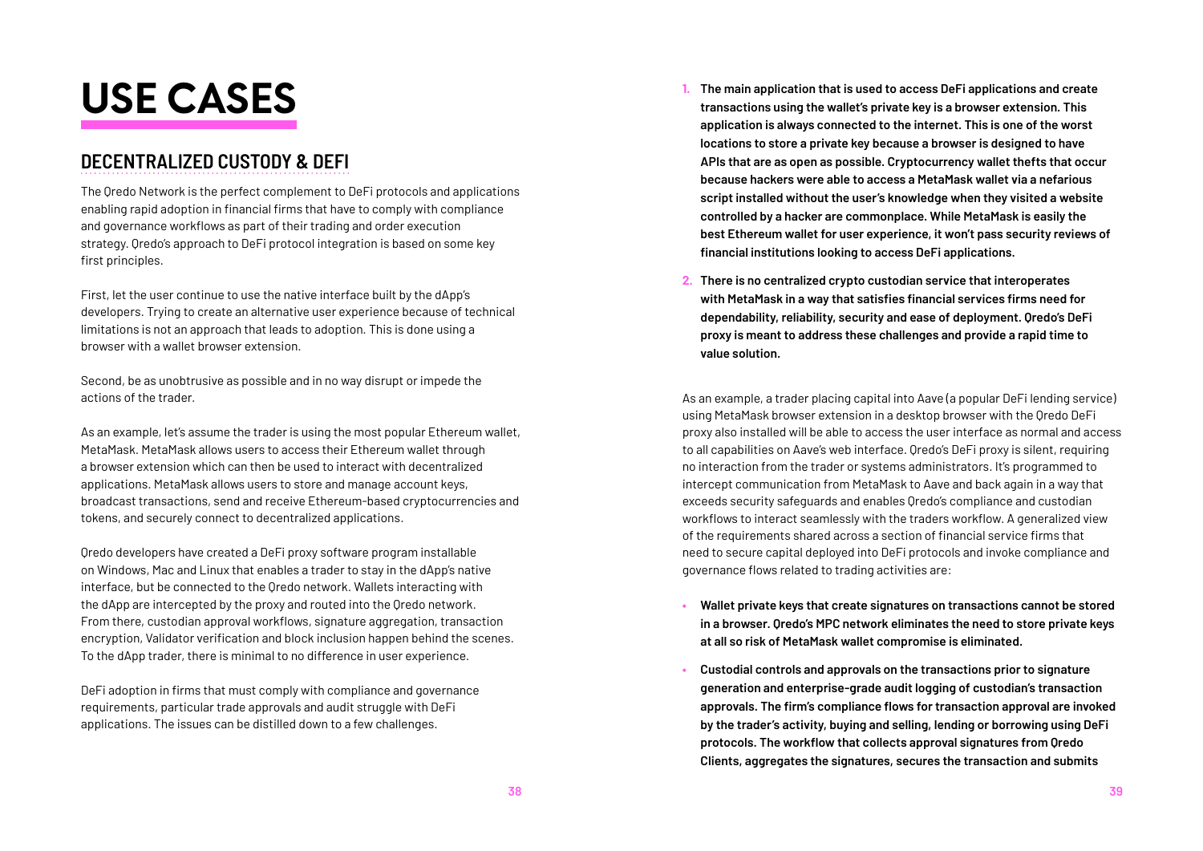# USE CASES

## DECENTRALIZED CUSTODY & DEFI

The Qredo Network is the perfect complement to DeFi protocols and applications enabling rapid adoption in financial firms that have to comply with compliance and governance workflows as part of their trading and order execution strategy. Qredo's approach to DeFi protocol integration is based on some key first principles.

First, let the user continue to use the native interface built by the dApp's developers. Trying to create an alternative user experience because of technical limitations is not an approach that leads to adoption. This is done using a browser with a wallet browser extension.

Second, be as unobtrusive as possible and in no way disrupt or impede the actions of the trader.

As an example, let's assume the trader is using the most popular Ethereum wallet, MetaMask. MetaMask allows users to access their Ethereum wallet through a browser extension which can then be used to interact with decentralized applications. MetaMask allows users to store and manage account keys, broadcast transactions, send and receive Ethereum-based cryptocurrencies and tokens, and securely connect to decentralized applications.

Qredo developers have created a DeFi proxy software program installable on Windows, Mac and Linux that enables a trader to stay in the dApp's native interface, but be connected to the Qredo network. Wallets interacting with the dApp are intercepted by the proxy and routed into the Qredo network. From there, custodian approval workflows, signature aggregation, transaction encryption, Validator verification and block inclusion happen behind the scenes. To the dApp trader, there is minimal to no difference in user experience.

DeFi adoption in firms that must comply with compliance and governance requirements, particular trade approvals and audit struggle with DeFi applications. The issues can be distilled down to a few challenges.

1. **The main application that is used to access DeFi applications and create transactions using the wallet's private key is a browser extension. This application is always connected to the internet. This is one of the worst locations to store a private key because a browser is designed to have APIs that are as open as possible. Cryptocurrency wallet thefts that occur because hackers were able to access a MetaMask wallet via a nefarious script installed without the user's knowledge when they visited a website controlled by a hacker are commonplace. While MetaMask is easily the best Ethereum wallet for user experience, it won't pass security reviews of financial institutions looking to access DeFi applications.**
2. **There is no centralized crypto custodian service that interoperates with MetaMask in a way that satisfies financial services firms need for dependability, reliability, security and ease of deployment. Qredo's DeFi proxy is meant to address these challenges and provide a rapid time to value solution.**

As an example, a trader placing capital into Aave (a popular DeFi lending service) using MetaMask browser extension in a desktop browser with the Qredo DeFi proxy also installed will be able to access the user interface as normal and access to all capabilities on Aave's web interface. Qredo's DeFi proxy is silent, requiring no interaction from the trader or systems administrators. It's programmed to intercept communication from MetaMask to Aave and back again in a way that exceeds security safeguards and enables Qredo's compliance and custodian workflows to interact seamlessly with the traders workflow. A generalized view of the requirements shared across a section of financial service firms that need to secure capital deployed into DeFi protocols and invoke compliance and governance flows related to trading activities are:

- **Wallet private keys that create signatures on transactions cannot be stored in a browser. Qredo's MPC network eliminates the need to store private keys at all so risk of MetaMask wallet compromise is eliminated.**
- **Custodial controls and approvals on the transactions prior to signature generation and enterprise-grade audit logging of custodian's transaction approvals. The firm's compliance flows for transaction approval are invoked by the trader's activity, buying and selling, lending or borrowing using DeFi protocols. The workflow that collects approval signatures from Qredo Clients, aggregates the signatures, secures the transaction and submits**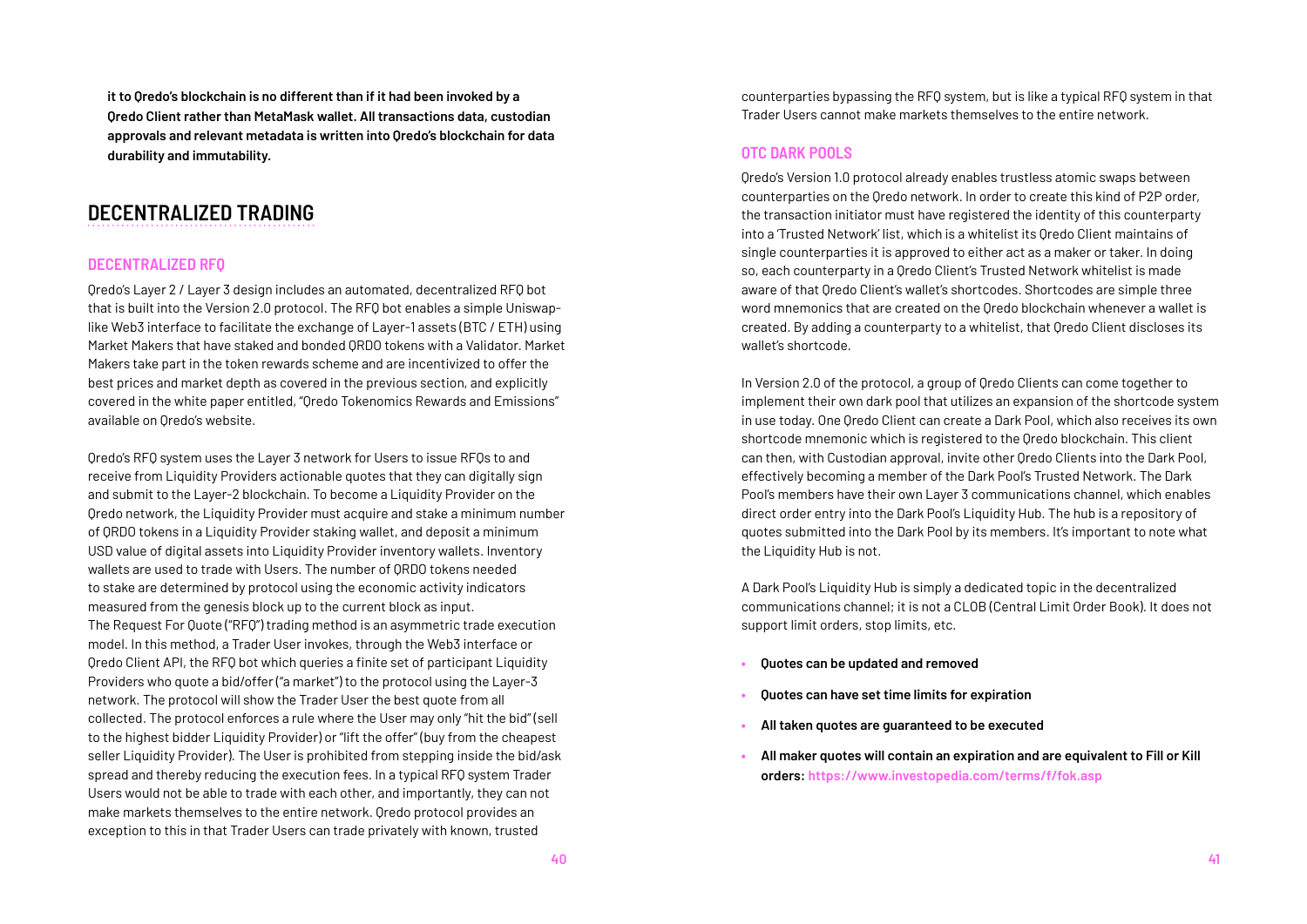**it to Qredo's blockchain is no different than if it had been invoked by a Qredo Client rather than MetaMask wallet. All transactions data, custodian approvals and relevant metadata is written into Qredo's blockchain for data durability and immutability.**

# DECENTRALIZED TRADING

## DECENTRALIZED RFQ

Qredo's Layer 2 / Layer 3 design includes an automated, decentralized RFQ bot that is built into the Version 2.0 protocol. The RFQ bot enables a simple Uniswap-like Web3 interface to facilitate the exchange of Layer-1 assets (BTC / ETH) using Market Makers that have staked and bonded QRDO tokens with a Validator. Market Makers take part in the token rewards scheme and are incentivized to offer the best prices and market depth as covered in the previous section, and explicitly covered in the white paper entitled, "Qredo Tokenomics Rewards and Emissions" available on Qredo's website.

Qredo's RFQ system uses the Layer 3 network for Users to issue RFQs to and receive from Liquidity Providers actionable quotes that they can digitally sign and submit to the Layer-2 blockchain. To become a Liquidity Provider on the Qredo network, the Liquidity Provider must acquire and stake a minimum number of QRDO tokens in a Liquidity Provider staking wallet, and deposit a minimum USD value of digital assets into Liquidity Provider inventory wallets. Inventory wallets are used to trade with Users. The number of QRDO tokens needed to stake are determined by protocol using the economic activity indicators measured from the genesis block up to the current block as input.
The Request For Quote ("RFQ") trading method is an asymmetric trade execution model. In this method, a Trader User invokes, through the Web3 interface or Qredo Client API, the RFQ bot which queries a finite set of participant Liquidity Providers who quote a bid/offer ("a market") to the protocol using the Layer-3 network. The protocol will show the Trader User the best quote from all collected. The protocol enforces a rule where the User may only "hit the bid" (sell to the highest bidder Liquidity Provider) or "lift the offer" (buy from the cheapest seller Liquidity Provider). The User is prohibited from stepping inside the bid/ask spread and thereby reducing the execution fees. In a typical RFQ system Trader Users would not be able to trade with each other, and importantly, they can not make markets themselves to the entire network. Qredo protocol provides an exception to this in that Trader Users can trade privately with known, trusted counterparties bypassing the RFQ system, but is like a typical RFQ system in that Trader Users cannot make markets themselves to the entire network.

## OTC DARK POOLS

Qredo's Version 1.0 protocol already enables trustless atomic swaps between counterparties on the Qredo network. In order to create this kind of P2P order, the transaction initiator must have registered the identity of this counterparty into a 'Trusted Network' list, which is a whitelist its Qredo Client maintains of single counterparties it is approved to either act as a maker or taker. In doing so, each counterparty in a Qredo Client's Trusted Network whitelist is made aware of that Qredo Client's wallet's shortcodes. Shortcodes are simple three word mnemonics that are created on the Qredo blockchain whenever a wallet is created. By adding a counterparty to a whitelist, that Qredo Client discloses its wallet's shortcode.

In Version 2.0 of the protocol, a group of Qredo Clients can come together to implement their own dark pool that utilizes an expansion of the shortcode system in use today. One Qredo Client can create a Dark Pool, which also receives its own shortcode mnemonic which is registered to the Qredo blockchain. This client can then, with Custodian approval, invite other Qredo Clients into the Dark Pool, effectively becoming a member of the Dark Pool's Trusted Network. The Dark Pool's members have their own Layer 3 communications channel, which enables direct order entry into the Dark Pool's Liquidity Hub. The hub is a repository of quotes submitted into the Dark Pool by its members. It's important to note what the Liquidity Hub is not.

A Dark Pool's Liquidity Hub is simply a dedicated topic in the decentralized communications channel; it is not a CLOB (Central Limit Order Book). It does not support limit orders, stop limits, etc.

- **Quotes can be updated and removed**
- **Quotes can have set time limits for expiration**
- **All taken quotes are guaranteed to be executed**
- **All maker quotes will contain an expiration and are equivalent to Fill or Kill orders:** https://www.investopedia.com/terms/f/fok.asp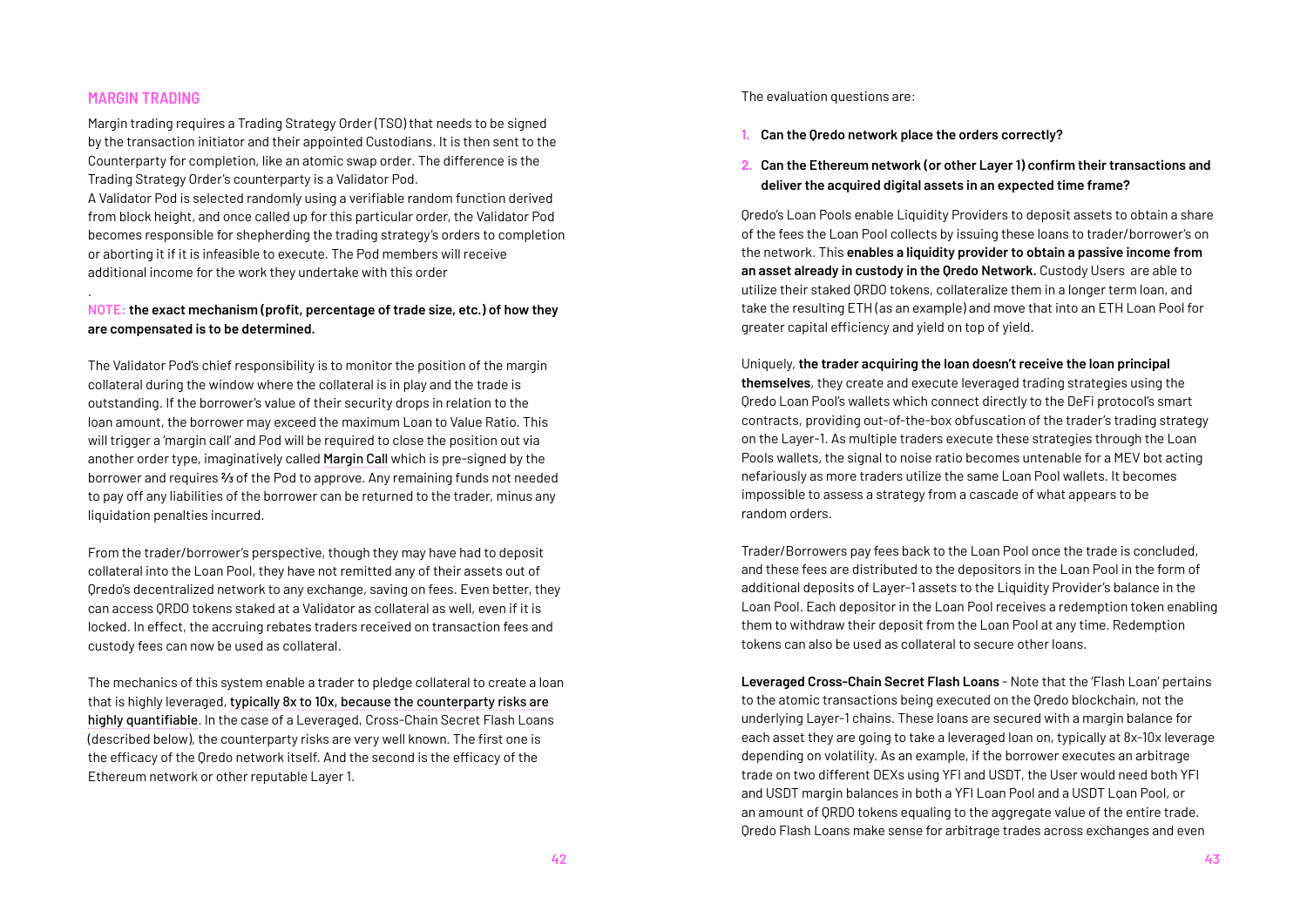## MARGIN TRADING

Margin trading requires a Trading Strategy Order (TSO) that needs to be signed by the transaction initiator and their appointed Custodians. It is then sent to the Counterparty for completion, like an atomic swap order. The difference is the Trading Strategy Order's counterparty is a Validator Pod.

A Validator Pod is selected randomly using a verifiable random function derived from block height, and once called up for this particular order, the Validator Pod becomes responsible for shepherding the trading strategy's orders to completion or aborting it if it is infeasible to execute. The Pod members will receive additional income for the work they undertake with this order

.

NOTE: **the exact mechanism (profit, percentage of trade size, etc.) of how they are compensated is to be determined.**

The Validator Pod's chief responsibility is to monitor the position of the margin collateral during the window where the collateral is in play and the trade is outstanding. If the borrower's value of their security drops in relation to the loan amount, the borrower may exceed the maximum Loan to Value Ratio. This will trigger a 'margin call' and Pod will be required to close the position out via another order type, imaginatively called Margin Call which is pre-signed by the borrower and requires ⅔ of the Pod to approve. Any remaining funds not needed to pay off any liabilities of the borrower can be returned to the trader, minus any liquidation penalties incurred.

From the trader/borrower's perspective, though they may have had to deposit collateral into the Loan Pool, they have not remitted any of their assets out of Qredo's decentralized network to any exchange, saving on fees. Even better, they can access QRDO tokens staked at a Validator as collateral as well, even if it is locked. In effect, the accruing rebates traders received on transaction fees and custody fees can now be used as collateral.

The mechanics of this system enable a trader to pledge collateral to create a loan that is highly leveraged, typically 8x to 10x, because the counterparty risks are highly quantifiable. In the case of a Leveraged, Cross-Chain Secret Flash Loans (described below), the counterparty risks are very well known. The first one is the efficacy of the Qredo network itself. And the second is the efficacy of the Ethereum network or other reputable Layer 1.

The evaluation questions are:

1. **Can the Qredo network place the orders correctly?**
2. **Can the Ethereum network (or other Layer 1) confirm their transactions and deliver the acquired digital assets in an expected time frame?**

Qredo's Loan Pools enable Liquidity Providers to deposit assets to obtain a share of the fees the Loan Pool collects by issuing these loans to trader/borrower's on the network. This **enables a liquidity provider to obtain a passive income from an asset already in custody in the Qredo Network.** Custody Users are able to utilize their staked QRDO tokens, collateralize them in a longer term loan, and take the resulting ETH (as an example) and move that into an ETH Loan Pool for greater capital efficiency and yield on top of yield.

Uniquely, **the trader acquiring the loan doesn't receive the loan principal themselves**, they create and execute leveraged trading strategies using the Qredo Loan Pool's wallets which connect directly to the DeFi protocol's smart contracts, providing out-of-the-box obfuscation of the trader's trading strategy on the Layer-1. As multiple traders execute these strategies through the Loan Pools wallets, the signal to noise ratio becomes untenable for a MEV bot acting nefariously as more traders utilize the same Loan Pool wallets. It becomes impossible to assess a strategy from a cascade of what appears to be random orders.

Trader/Borrowers pay fees back to the Loan Pool once the trade is concluded, and these fees are distributed to the depositors in the Loan Pool in the form of additional deposits of Layer-1 assets to the Liquidity Provider's balance in the Loan Pool. Each depositor in the Loan Pool receives a redemption token enabling them to withdraw their deposit from the Loan Pool at any time. Redemption tokens can also be used as collateral to secure other loans.

**Leveraged Cross-Chain Secret Flash Loans** - Note that the 'Flash Loan' pertains to the atomic transactions being executed on the Qredo blockchain, not the underlying Layer-1 chains. These loans are secured with a margin balance for each asset they are going to take a leveraged loan on, typically at 8x-10x leverage depending on volatility. As an example, if the borrower executes an arbitrage trade on two different DEXs using YFI and USDT, the User would need both YFI and USDT margin balances in both a YFI Loan Pool and a USDT Loan Pool, or an amount of QRDO tokens equaling to the aggregate value of the entire trade. Qredo Flash Loans make sense for arbitrage trades across exchanges and even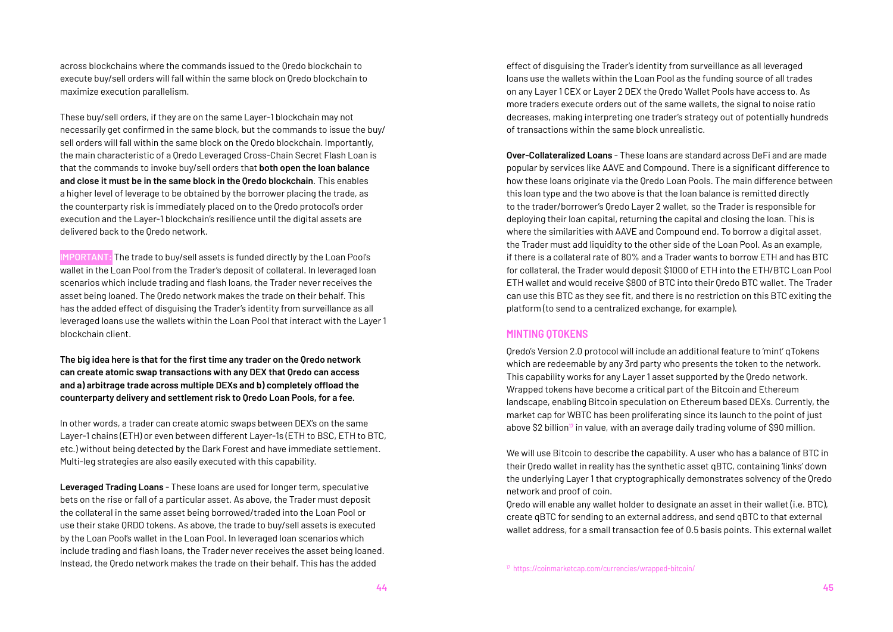across blockchains where the commands issued to the Qredo blockchain to execute buy/sell orders will fall within the same block on Qredo blockchain to maximize execution parallelism.

These buy/sell orders, if they are on the same Layer-1 blockchain may not necessarily get confirmed in the same block, but the commands to issue the buy/sell orders will fall within the same block on the Qredo blockchain. Importantly, the main characteristic of a Qredo Leveraged Cross-Chain Secret Flash Loan is that the commands to invoke buy/sell orders that **both open the loan balance and close it must be in the same block in the Qredo blockchain**. This enables a higher level of leverage to be obtained by the borrower placing the trade, as the counterparty risk is immediately placed on to the Qredo protocol's order execution and the Layer-1 blockchain's resilience until the digital assets are delivered back to the Qredo network.

**IMPORTANT:** The trade to buy/sell assets is funded directly by the Loan Pool's wallet in the Loan Pool from the Trader's deposit of collateral. In leveraged loan scenarios which include trading and flash loans, the Trader never receives the asset being loaned. The Qredo network makes the trade on their behalf. This has the added effect of disguising the Trader's identity from surveillance as all leveraged loans use the wallets within the Loan Pool that interact with the Layer 1 blockchain client.

**The big idea here is that for the first time any trader on the Qredo network can create atomic swap transactions with any DEX that Qredo can access and a) arbitrage trade across multiple DEXs and b) completely offload the counterparty delivery and settlement risk to Qredo Loan Pools, for a fee.**

In other words, a trader can create atomic swaps between DEX's on the same Layer-1 chains (ETH) or even between different Layer-1s (ETH to BSC, ETH to BTC, etc.) without being detected by the Dark Forest and have immediate settlement. Multi-leg strategies are also easily executed with this capability.

**Leveraged Trading Loans** - These loans are used for longer term, speculative bets on the rise or fall of a particular asset. As above, the Trader must deposit the collateral in the same asset being borrowed/traded into the Loan Pool or use their stake QRDO tokens. As above, the trade to buy/sell assets is executed by the Loan Pool's wallet in the Loan Pool. In leveraged loan scenarios which include trading and flash loans, the Trader never receives the asset being loaned. Instead, the Qredo network makes the trade on their behalf. This has the added effect of disguising the Trader's identity from surveillance as all leveraged loans use the wallets within the Loan Pool as the funding source of all trades on any Layer 1 CEX or Layer 2 DEX the Qredo Wallet Pools have access to. As more traders execute orders out of the same wallets, the signal to noise ratio decreases, making interpreting one trader's strategy out of potentially hundreds of transactions within the same block unrealistic.

**Over-Collateralized Loans** - These loans are standard across DeFi and are made popular by services like AAVE and Compound. There is a significant difference to how these loans originate via the Qredo Loan Pools. The main difference between this loan type and the two above is that the loan balance is remitted directly to the trader/borrower's Qredo Layer 2 wallet, so the Trader is responsible for deploying their loan capital, returning the capital and closing the loan. This is where the similarities with AAVE and Compound end. To borrow a digital asset, the Trader must add liquidity to the other side of the Loan Pool. As an example, if there is a collateral rate of 80% and a Trader wants to borrow ETH and has BTC for collateral, the Trader would deposit $1000 of ETH into the ETH/BTC Loan Pool ETH wallet and would receive $800 of BTC into their Qredo BTC wallet. The Trader can use this BTC as they see fit, and there is no restriction on this BTC exiting the platform (to send to a centralized exchange, for example).

## MINTING QTOKENS

Qredo's Version 2.0 protocol will include an additional feature to 'mint' qTokens which are redeemable by any 3rd party who presents the token to the network. This capability works for any Layer 1 asset supported by the Qredo network. Wrapped tokens have become a critical part of the Bitcoin and Ethereum landscape, enabling Bitcoin speculation on Ethereum based DEXs. Currently, the market cap for WBTC has been proliferating since its launch to the point of just above $2 billion[17] in value, with an average daily trading volume of $90 million.

We will use Bitcoin to describe the capability. A user who has a balance of BTC in their Qredo wallet in reality has the synthetic asset qBTC, containing 'links' down the underlying Layer 1 that cryptographically demonstrates solvency of the Qredo network and proof of coin.

Qredo will enable any wallet holder to designate an asset in their wallet (i.e. BTC), create qBTC for sending to an external address, and send qBTC to that external wallet address, for a small transaction fee of 0.5 basis points. This external wallet

[17] https://coinmarketcap.com/currencies/wrapped-bitcoin/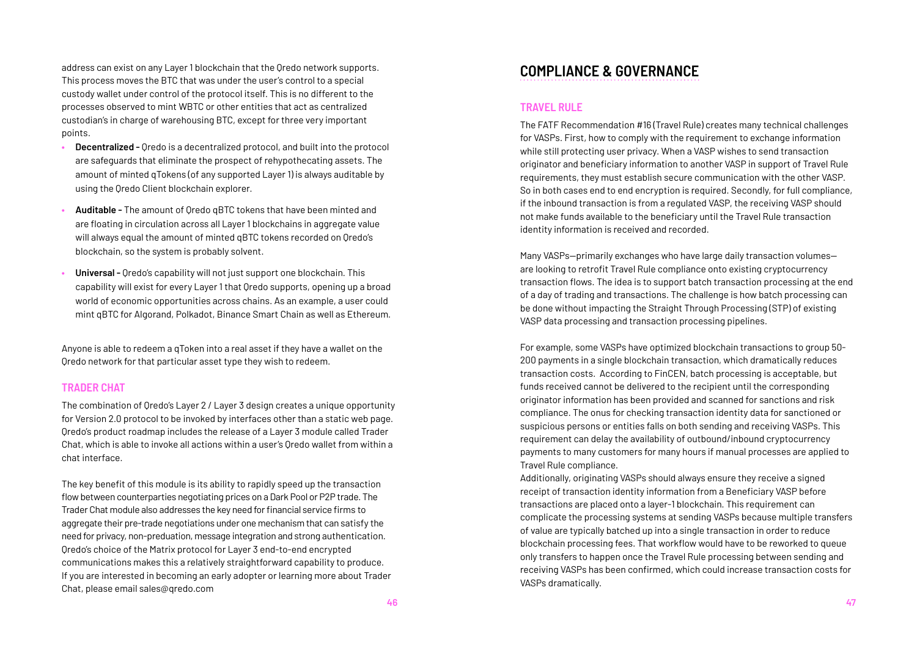address can exist on any Layer 1 blockchain that the Qredo network supports. This process moves the BTC that was under the user's control to a special custody wallet under control of the protocol itself. This is no different to the processes observed to mint WBTC or other entities that act as centralized custodian's in charge of warehousing BTC, except for three very important points.

- **Decentralized -** Qredo is a decentralized protocol, and built into the protocol are safeguards that eliminate the prospect of rehypothecating assets. The amount of minted qTokens (of any supported Layer 1) is always auditable by using the Qredo Client blockchain explorer.
- **Auditable -** The amount of Qredo qBTC tokens that have been minted and are floating in circulation across all Layer 1 blockchains in aggregate value will always equal the amount of minted qBTC tokens recorded on Qredo's blockchain, so the system is probably solvent.
- **Universal -** Qredo's capability will not just support one blockchain. This capability will exist for every Layer 1 that Qredo supports, opening up a broad world of economic opportunities across chains. As an example, a user could mint qBTC for Algorand, Polkadot, Binance Smart Chain as well as Ethereum.

Anyone is able to redeem a qToken into a real asset if they have a wallet on the Qredo network for that particular asset type they wish to redeem.

### TRADER CHAT

The combination of Qredo's Layer 2 / Layer 3 design creates a unique opportunity for Version 2.0 protocol to be invoked by interfaces other than a static web page. Qredo's product roadmap includes the release of a Layer 3 module called Trader Chat, which is able to invoke all actions within a user's Qredo wallet from within a chat interface.

The key benefit of this module is its ability to rapidly speed up the transaction flow between counterparties negotiating prices on a Dark Pool or P2P trade. The Trader Chat module also addresses the key need for financial service firms to aggregate their pre-trade negotiations under one mechanism that can satisfy the need for privacy, non-preduation, message integration and strong authentication. Qredo's choice of the Matrix protocol for Layer 3 end-to-end encrypted communications makes this a relatively straightforward capability to produce. If you are interested in becoming an early adopter or learning more about Trader Chat, please email sales@qredo.com

## COMPLIANCE & GOVERNANCE

### TRAVEL RULE

The FATF Recommendation #16 (Travel Rule) creates many technical challenges for VASPs. First, how to comply with the requirement to exchange information while still protecting user privacy. When a VASP wishes to send transaction originator and beneficiary information to another VASP in support of Travel Rule requirements, they must establish secure communication with the other VASP. So in both cases end to end encryption is required. Secondly, for full compliance, if the inbound transaction is from a regulated VASP, the receiving VASP should not make funds available to the beneficiary until the Travel Rule transaction identity information is received and recorded.

Many VASPs—primarily exchanges who have large daily transaction volumes—are looking to retrofit Travel Rule compliance onto existing cryptocurrency transaction flows. The idea is to support batch transaction processing at the end of a day of trading and transactions. The challenge is how batch processing can be done without impacting the Straight Through Processing (STP) of existing VASP data processing and transaction processing pipelines.

For example, some VASPs have optimized blockchain transactions to group 50-200 payments in a single blockchain transaction, which dramatically reduces transaction costs. According to FinCEN, batch processing is acceptable, but funds received cannot be delivered to the recipient until the corresponding originator information has been provided and scanned for sanctions and risk compliance. The onus for checking transaction identity data for sanctioned or suspicious persons or entities falls on both sending and receiving VASPs. This requirement can delay the availability of outbound/inbound cryptocurrency payments to many customers for many hours if manual processes are applied to Travel Rule compliance.

Additionally, originating VASPs should always ensure they receive a signed receipt of transaction identity information from a Beneficiary VASP before transactions are placed onto a layer-1 blockchain. This requirement can complicate the processing systems at sending VASPs because multiple transfers of value are typically batched up into a single transaction in order to reduce blockchain processing fees. That workflow would have to be reworked to queue only transfers to happen once the Travel Rule processing between sending and receiving VASPs has been confirmed, which could increase transaction costs for VASPs dramatically.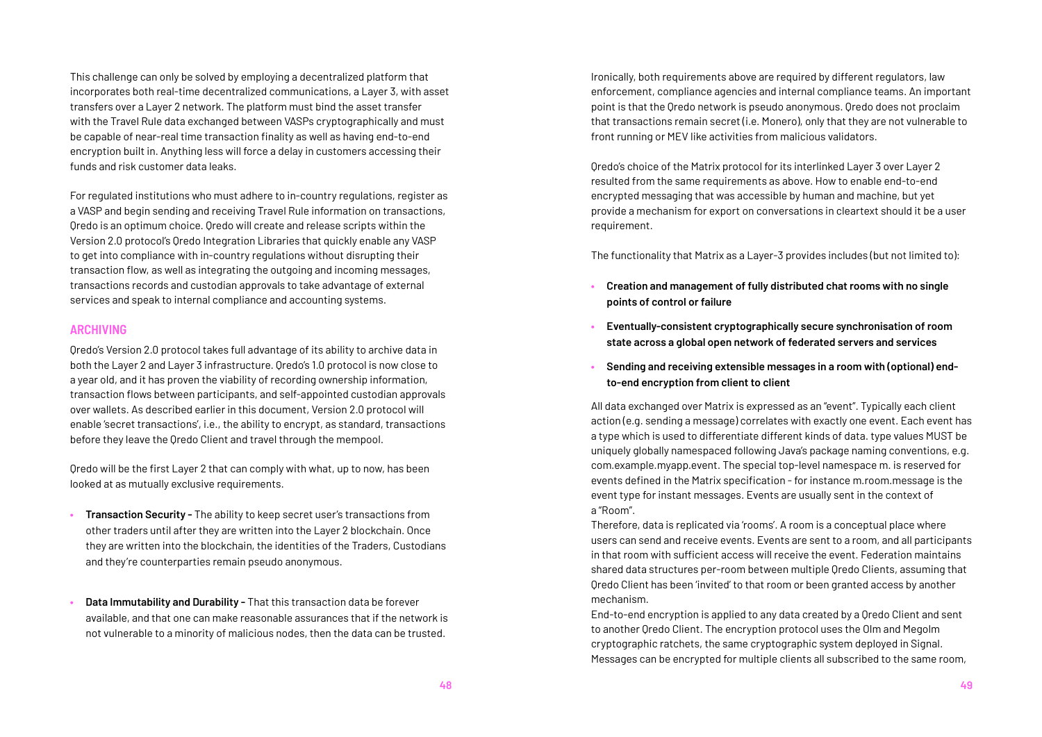This challenge can only be solved by employing a decentralized platform that incorporates both real-time decentralized communications, a Layer 3, with asset transfers over a Layer 2 network. The platform must bind the asset transfer with the Travel Rule data exchanged between VASPs cryptographically and must be capable of near-real time transaction finality as well as having end-to-end encryption built in. Anything less will force a delay in customers accessing their funds and risk customer data leaks.

For regulated institutions who must adhere to in-country regulations, register as a VASP and begin sending and receiving Travel Rule information on transactions, Qredo is an optimum choice. Qredo will create and release scripts within the Version 2.0 protocol's Qredo Integration Libraries that quickly enable any VASP to get into compliance with in-country regulations without disrupting their transaction flow, as well as integrating the outgoing and incoming messages, transactions records and custodian approvals to take advantage of external services and speak to internal compliance and accounting systems.

## ARCHIVING

Qredo's Version 2.0 protocol takes full advantage of its ability to archive data in both the Layer 2 and Layer 3 infrastructure. Qredo's 1.0 protocol is now close to a year old, and it has proven the viability of recording ownership information, transaction flows between participants, and self-appointed custodian approvals over wallets. As described earlier in this document, Version 2.0 protocol will enable 'secret transactions', i.e., the ability to encrypt, as standard, transactions before they leave the Qredo Client and travel through the mempool.

Qredo will be the first Layer 2 that can comply with what, up to now, has been looked at as mutually exclusive requirements.

- **Transaction Security -** The ability to keep secret user's transactions from other traders until after they are written into the Layer 2 blockchain. Once they are written into the blockchain, the identities of the Traders, Custodians and they're counterparties remain pseudo anonymous.

- **Data Immutability and Durability -** That this transaction data be forever available, and that one can make reasonable assurances that if the network is not vulnerable to a minority of malicious nodes, then the data can be trusted.

Ironically, both requirements above are required by different regulators, law enforcement, compliance agencies and internal compliance teams. An important point is that the Qredo network is pseudo anonymous. Qredo does not proclaim that transactions remain secret (i.e. Monero), only that they are not vulnerable to front running or MEV like activities from malicious validators.

Qredo's choice of the Matrix protocol for its interlinked Layer 3 over Layer 2 resulted from the same requirements as above. How to enable end-to-end encrypted messaging that was accessible by human and machine, but yet provide a mechanism for export on conversations in cleartext should it be a user requirement.

The functionality that Matrix as a Layer-3 provides includes (but not limited to):

- **Creation and management of fully distributed chat rooms with no single points of control or failure**
- **Eventually-consistent cryptographically secure synchronisation of room state across a global open network of federated servers and services**
- **Sending and receiving extensible messages in a room with (optional) end-to-end encryption from client to client**

All data exchanged over Matrix is expressed as an "event". Typically each client action (e.g. sending a message) correlates with exactly one event. Each event has a type which is used to differentiate different kinds of data. type values MUST be uniquely globally namespaced following Java's package naming conventions, e.g. com.example.myapp.event. The special top-level namespace m. is reserved for events defined in the Matrix specification - for instance m.room.message is the event type for instant messages. Events are usually sent in the context of a "Room".

Therefore, data is replicated via 'rooms'. A room is a conceptual place where users can send and receive events. Events are sent to a room, and all participants in that room with sufficient access will receive the event. Federation maintains shared data structures per-room between multiple Qredo Clients, assuming that Qredo Client has been 'invited' to that room or been granted access by another mechanism.

End-to-end encryption is applied to any data created by a Qredo Client and sent to another Qredo Client. The encryption protocol uses the Olm and Megolm cryptographic ratchets, the same cryptographic system deployed in Signal. Messages can be encrypted for multiple clients all subscribed to the same room,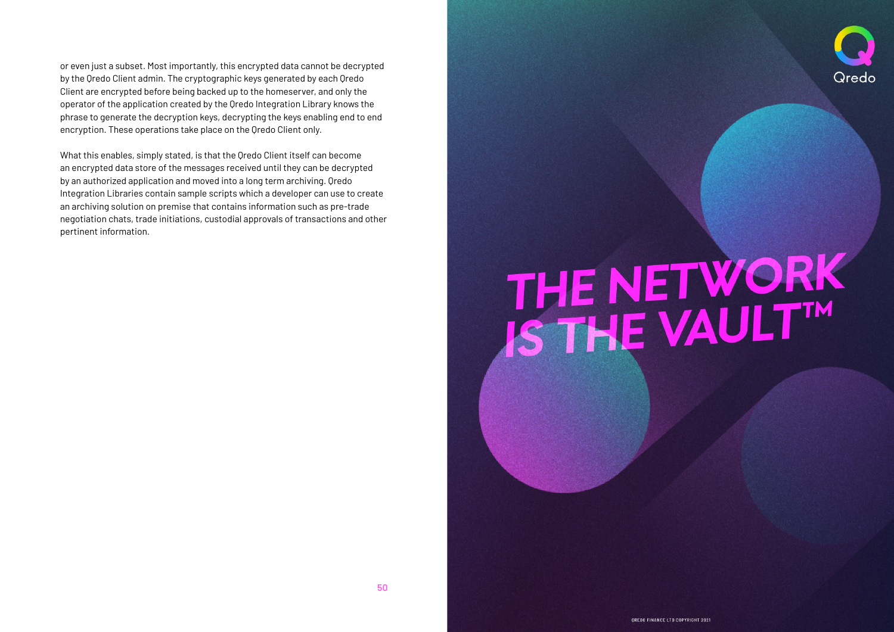or even just a subset. Most importantly, this encrypted data cannot be decrypted by the Qredo Client admin. The cryptographic keys generated by each Qredo Client are encrypted before being backed up to the homeserver, and only the operator of the application created by the Qredo Integration Library knows the phrase to generate the decryption keys, decrypting the keys enabling end to end encryption. These operations take place on the Qredo Client only.

What this enables, simply stated, is that the Qredo Client itself can become an encrypted data store of the messages received until they can be decrypted by an authorized application and moved into a long term archiving. Qredo Integration Libraries contain sample scripts which a developer can use to create an archiving solution on premise that contains information such as pre-trade negotiation chats, trade initiations, custodial approvals of transactions and other pertinent information.

Qredo

# THE NETWORK IS THE VAULT™

QREDO FINANCE LTD COPYRIGHT 2021